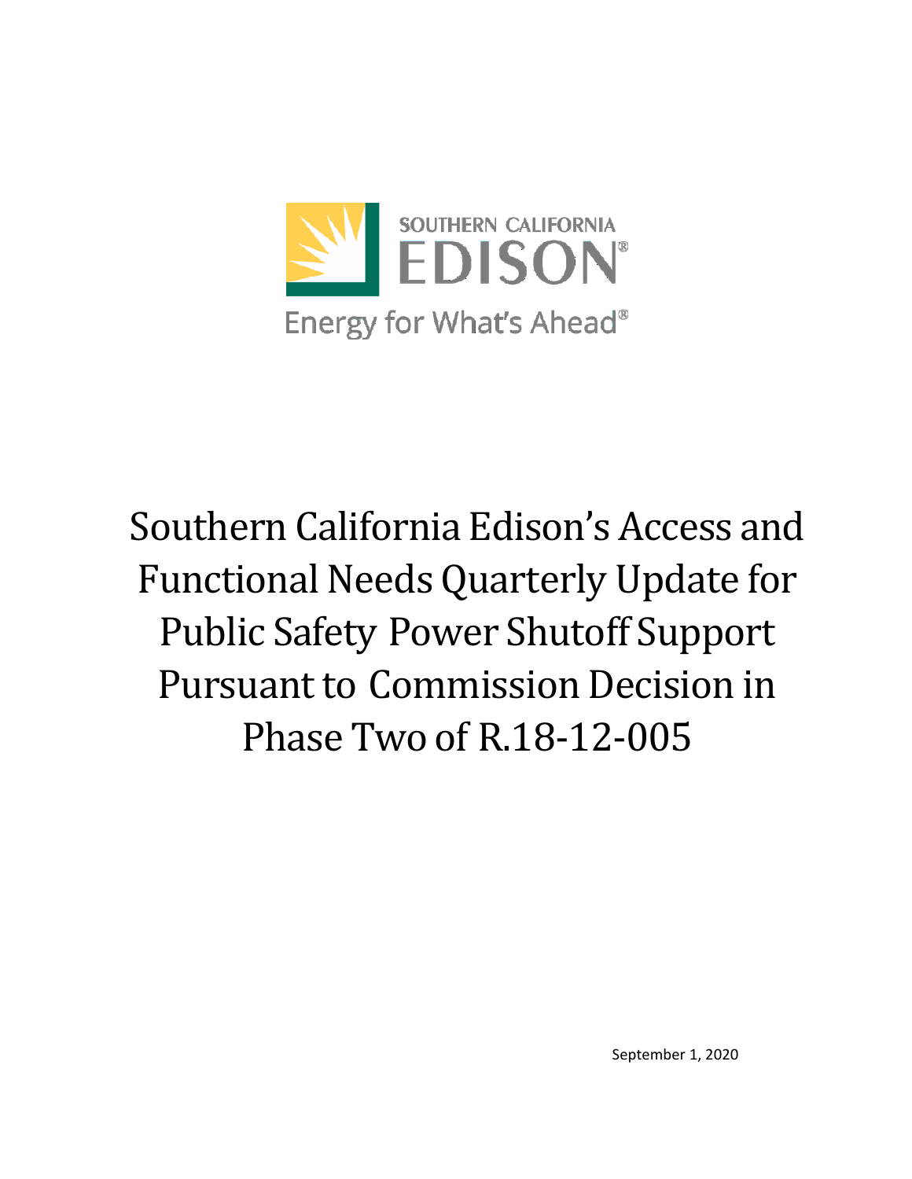SOUTHERN CALIFORNIA EDISON®

Energy for What's Ahead®

# Southern California Edison's Access and Functional Needs Quarterly Update for Public Safety Power Shutoff Support Pursuant to Commission Decision in Phase Two of R.18-12-005

September 1, 2020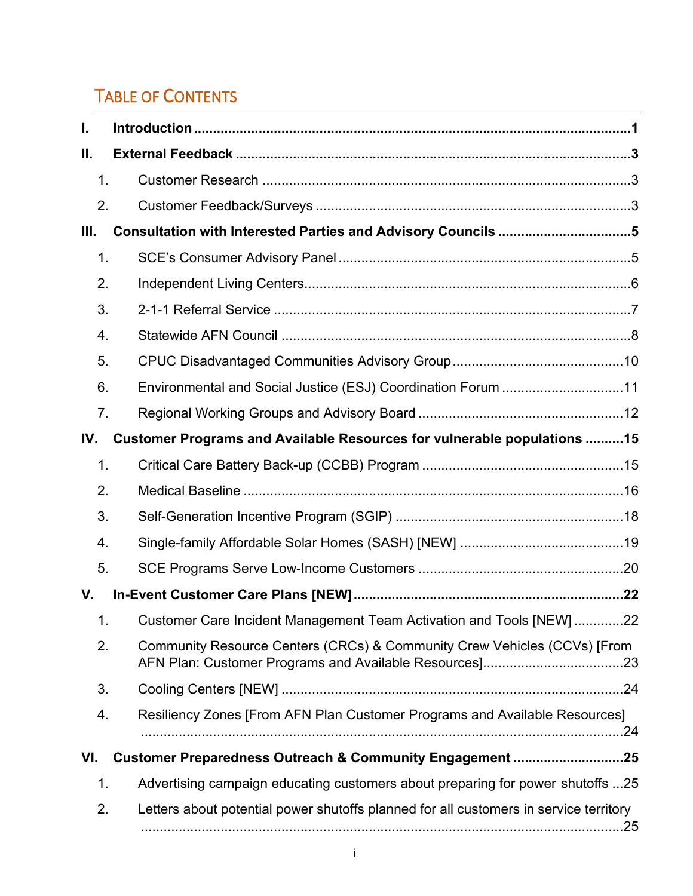## TABLE OF CONTENTS

| | | |
|---|---|---|
| **I.** | **Introduction** | **1** |
| **II.** | **External Feedback** | **3** |
| 1. | Customer Research | 3 |
| 2. | Customer Feedback/Surveys | 3 |
| **III.** | **Consultation with Interested Parties and Advisory Councils** | **5** |
| 1. | SCE's Consumer Advisory Panel | 5 |
| 2. | Independent Living Centers | 6 |
| 3. | 2-1-1 Referral Service | 7 |
| 4. | Statewide AFN Council | 8 |
| 5. | CPUC Disadvantaged Communities Advisory Group | 10 |
| 6. | Environmental and Social Justice (ESJ) Coordination Forum | 11 |
| 7. | Regional Working Groups and Advisory Board | 12 |
| **IV.** | **Customer Programs and Available Resources for vulnerable populations** | **15** |
| 1. | Critical Care Battery Back-up (CCBB) Program | 15 |
| 2. | Medical Baseline | 16 |
| 3. | Self-Generation Incentive Program (SGIP) | 18 |
| 4. | Single-family Affordable Solar Homes (SASH) [NEW] | 19 |
| 5. | SCE Programs Serve Low-Income Customers | 20 |
| **V.** | **In-Event Customer Care Plans [NEW]** | **22** |
| 1. | Customer Care Incident Management Team Activation and Tools [NEW] | 22 |
| 2. | Community Resource Centers (CRCs) & Community Crew Vehicles (CCVs) [From AFN Plan: Customer Programs and Available Resources] | 23 |
| 3. | Cooling Centers [NEW] | 24 |
| 4. | Resiliency Zones [From AFN Plan Customer Programs and Available Resources] | 24 |
| **VI.** | **Customer Preparedness Outreach & Community Engagement** | **25** |
| 1. | Advertising campaign educating customers about preparing for power shutoffs | 25 |
| 2. | Letters about potential power shutoffs planned for all customers in service territory | 25 |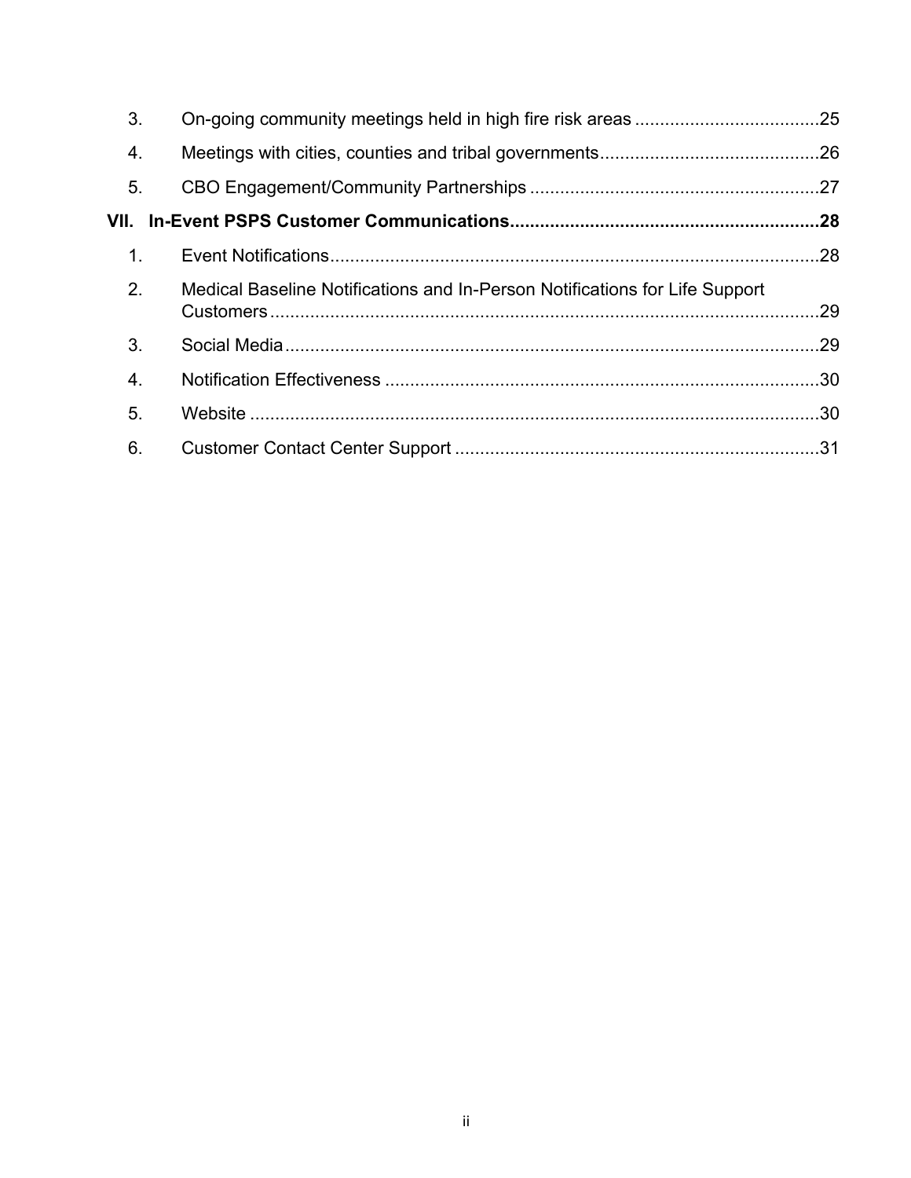3. On-going community meetings held in high fire risk areas .....25
4. Meetings with cities, counties and tribal governments .....26
5. CBO Engagement/Community Partnerships .....27

**VII. In-Event PSPS Customer Communications .....28**

1. Event Notifications .....28
2. Medical Baseline Notifications and In-Person Notifications for Life Support Customers .....29
3. Social Media .....29
4. Notification Effectiveness .....30
5. Website .....30
6. Customer Contact Center Support .....31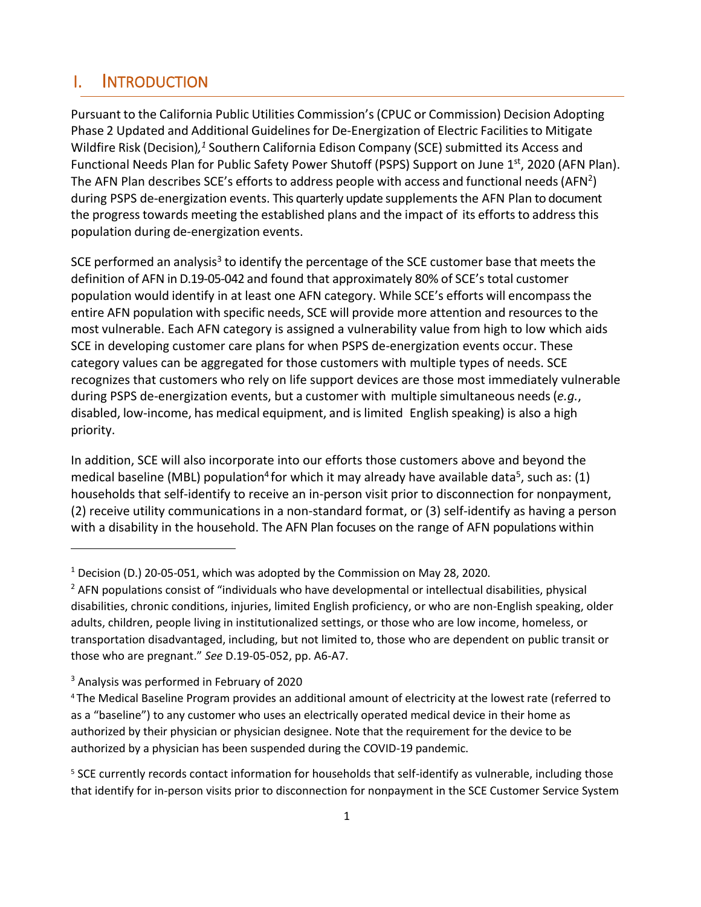# I. INTRODUCTION

Pursuant to the California Public Utilities Commission's (CPUC or Commission) Decision Adopting Phase 2 Updated and Additional Guidelines for De-Energization of Electric Facilities to Mitigate Wildfire Risk (Decision),[1] Southern California Edison Company (SCE) submitted its Access and Functional Needs Plan for Public Safety Power Shutoff (PSPS) Support on June 1st, 2020 (AFN Plan). The AFN Plan describes SCE's efforts to address people with access and functional needs (AFN[2]) during PSPS de-energization events. This quarterly update supplements the AFN Plan to document the progress towards meeting the established plans and the impact of its efforts to address this population during de-energization events.

SCE performed an analysis[3] to identify the percentage of the SCE customer base that meets the definition of AFN in D.19-05-042 and found that approximately 80% of SCE's total customer population would identify in at least one AFN category. While SCE's efforts will encompass the entire AFN population with specific needs, SCE will provide more attention and resources to the most vulnerable. Each AFN category is assigned a vulnerability value from high to low which aids SCE in developing customer care plans for when PSPS de-energization events occur. These category values can be aggregated for those customers with multiple types of needs. SCE recognizes that customers who rely on life support devices are those most immediately vulnerable during PSPS de-energization events, but a customer with multiple simultaneous needs (*e.g.*, disabled, low-income, has medical equipment, and is limited English speaking) is also a high priority.

In addition, SCE will also incorporate into our efforts those customers above and beyond the medical baseline (MBL) population[4] for which it may already have available data[5], such as: (1) households that self-identify to receive an in-person visit prior to disconnection for nonpayment, (2) receive utility communications in a non-standard format, or (3) self-identify as having a person with a disability in the household. The AFN Plan focuses on the range of AFN populations within

---

[1] Decision (D.) 20-05-051, which was adopted by the Commission on May 28, 2020.

[2] AFN populations consist of "individuals who have developmental or intellectual disabilities, physical disabilities, chronic conditions, injuries, limited English proficiency, or who are non-English speaking, older adults, children, people living in institutionalized settings, or those who are low income, homeless, or transportation disadvantaged, including, but not limited to, those who are dependent on public transit or those who are pregnant." *See* D.19-05-052, pp. A6-A7.

[3] Analysis was performed in February of 2020

[4] The Medical Baseline Program provides an additional amount of electricity at the lowest rate (referred to as a "baseline") to any customer who uses an electrically operated medical device in their home as authorized by their physician or physician designee. Note that the requirement for the device to be authorized by a physician has been suspended during the COVID-19 pandemic.

[5] SCE currently records contact information for households that self-identify as vulnerable, including those that identify for in-person visits prior to disconnection for nonpayment in the SCE Customer Service System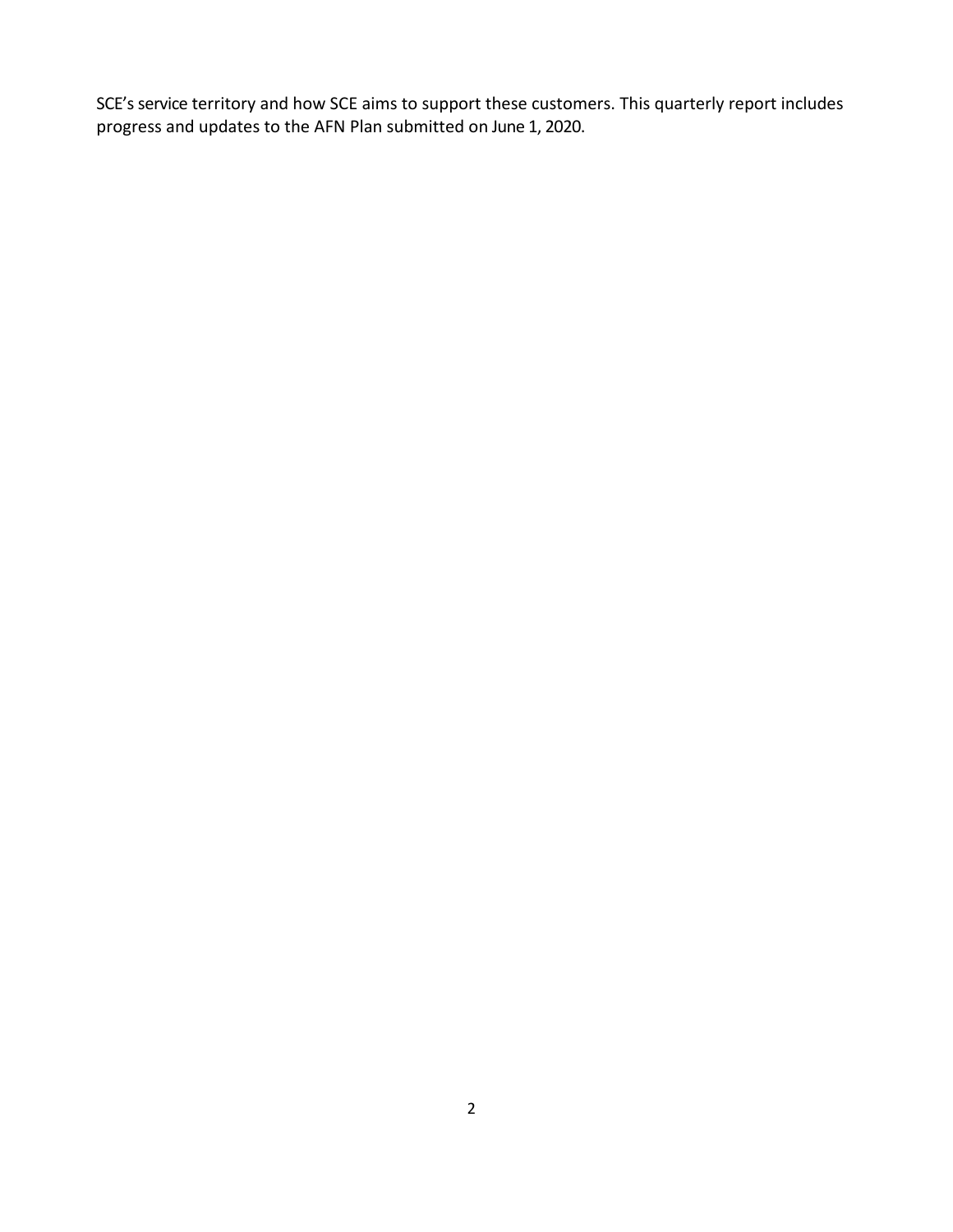SCE's service territory and how SCE aims to support these customers. This quarterly report includes progress and updates to the AFN Plan submitted on June 1, 2020.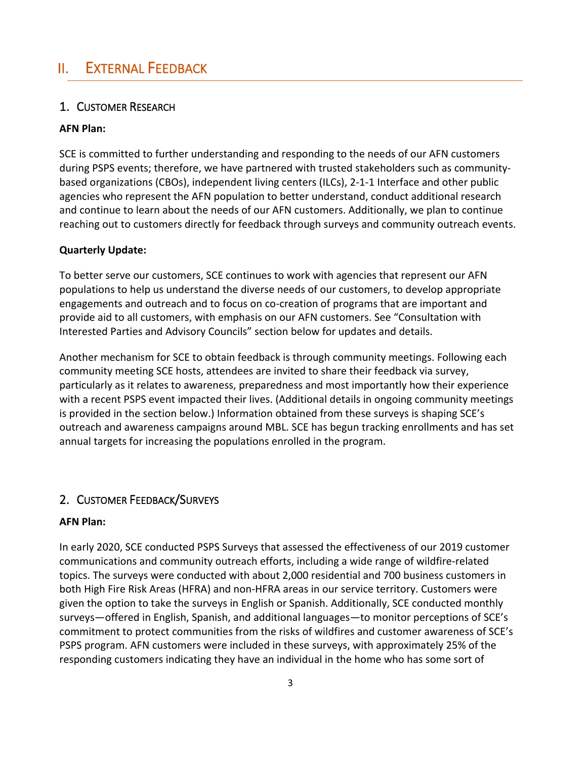## II. External Feedback

### 1. Customer Research

**AFN Plan:**

SCE is committed to further understanding and responding to the needs of our AFN customers during PSPS events; therefore, we have partnered with trusted stakeholders such as community-based organizations (CBOs), independent living centers (ILCs), 2-1-1 Interface and other public agencies who represent the AFN population to better understand, conduct additional research and continue to learn about the needs of our AFN customers. Additionally, we plan to continue reaching out to customers directly for feedback through surveys and community outreach events.

**Quarterly Update:**

To better serve our customers, SCE continues to work with agencies that represent our AFN populations to help us understand the diverse needs of our customers, to develop appropriate engagements and outreach and to focus on co-creation of programs that are important and provide aid to all customers, with emphasis on our AFN customers. See "Consultation with Interested Parties and Advisory Councils" section below for updates and details.

Another mechanism for SCE to obtain feedback is through community meetings. Following each community meeting SCE hosts, attendees are invited to share their feedback via survey, particularly as it relates to awareness, preparedness and most importantly how their experience with a recent PSPS event impacted their lives. (Additional details in ongoing community meetings is provided in the section below.) Information obtained from these surveys is shaping SCE's outreach and awareness campaigns around MBL. SCE has begun tracking enrollments and has set annual targets for increasing the populations enrolled in the program.

### 2. Customer Feedback/Surveys

**AFN Plan:**

In early 2020, SCE conducted PSPS Surveys that assessed the effectiveness of our 2019 customer communications and community outreach efforts, including a wide range of wildfire-related topics. The surveys were conducted with about 2,000 residential and 700 business customers in both High Fire Risk Areas (HFRA) and non-HFRA areas in our service territory. Customers were given the option to take the surveys in English or Spanish. Additionally, SCE conducted monthly surveys—offered in English, Spanish, and additional languages—to monitor perceptions of SCE's commitment to protect communities from the risks of wildfires and customer awareness of SCE's PSPS program. AFN customers were included in these surveys, with approximately 25% of the responding customers indicating they have an individual in the home who has some sort of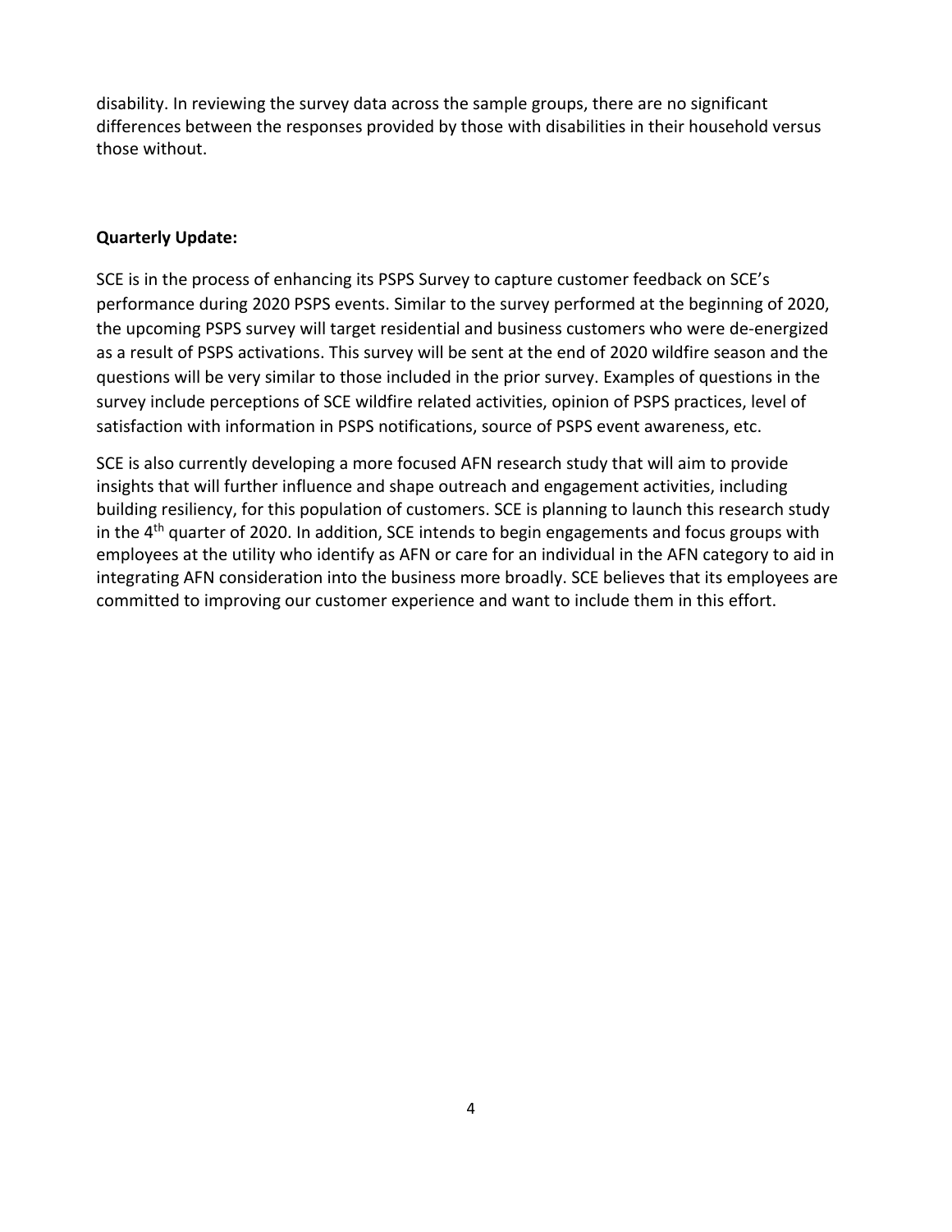disability. In reviewing the survey data across the sample groups, there are no significant differences between the responses provided by those with disabilities in their household versus those without.

**Quarterly Update:**

SCE is in the process of enhancing its PSPS Survey to capture customer feedback on SCE's performance during 2020 PSPS events. Similar to the survey performed at the beginning of 2020, the upcoming PSPS survey will target residential and business customers who were de-energized as a result of PSPS activations. This survey will be sent at the end of 2020 wildfire season and the questions will be very similar to those included in the prior survey. Examples of questions in the survey include perceptions of SCE wildfire related activities, opinion of PSPS practices, level of satisfaction with information in PSPS notifications, source of PSPS event awareness, etc.

SCE is also currently developing a more focused AFN research study that will aim to provide insights that will further influence and shape outreach and engagement activities, including building resiliency, for this population of customers. SCE is planning to launch this research study in the 4th quarter of 2020. In addition, SCE intends to begin engagements and focus groups with employees at the utility who identify as AFN or care for an individual in the AFN category to aid in integrating AFN consideration into the business more broadly. SCE believes that its employees are committed to improving our customer experience and want to include them in this effort.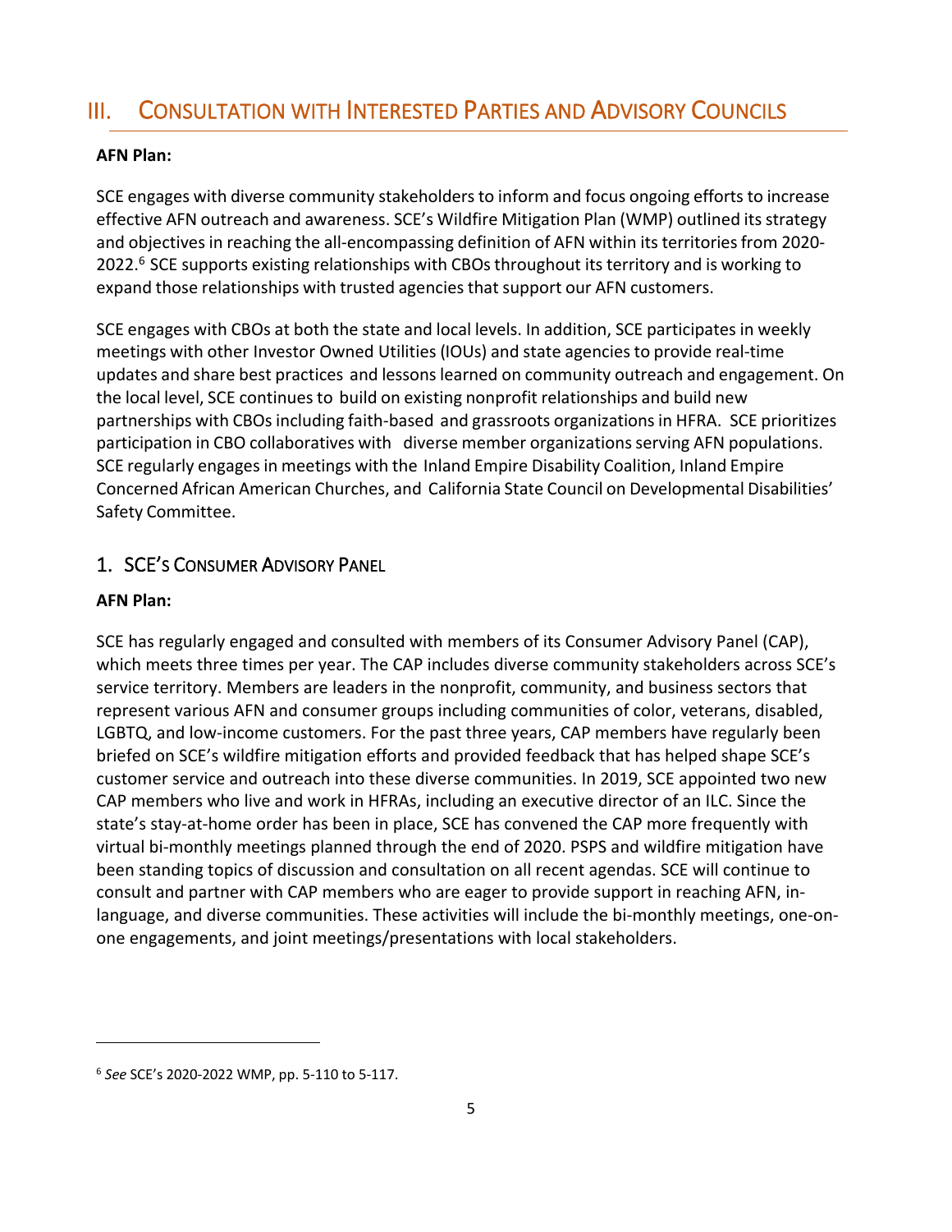# III. Consultation with Interested Parties and Advisory Councils

**AFN Plan:**

SCE engages with diverse community stakeholders to inform and focus ongoing efforts to increase effective AFN outreach and awareness. SCE's Wildfire Mitigation Plan (WMP) outlined its strategy and objectives in reaching the all-encompassing definition of AFN within its territories from 2020-2022.[6] SCE supports existing relationships with CBOs throughout its territory and is working to expand those relationships with trusted agencies that support our AFN customers.

SCE engages with CBOs at both the state and local levels. In addition, SCE participates in weekly meetings with other Investor Owned Utilities (IOUs) and state agencies to provide real-time updates and share best practices and lessons learned on community outreach and engagement. On the local level, SCE continues to build on existing nonprofit relationships and build new partnerships with CBOs including faith-based and grassroots organizations in HFRA. SCE prioritizes participation in CBO collaboratives with diverse member organizations serving AFN populations. SCE regularly engages in meetings with the Inland Empire Disability Coalition, Inland Empire Concerned African American Churches, and California State Council on Developmental Disabilities' Safety Committee.

## 1. SCE's Consumer Advisory Panel

**AFN Plan:**

SCE has regularly engaged and consulted with members of its Consumer Advisory Panel (CAP), which meets three times per year. The CAP includes diverse community stakeholders across SCE's service territory. Members are leaders in the nonprofit, community, and business sectors that represent various AFN and consumer groups including communities of color, veterans, disabled, LGBTQ, and low-income customers. For the past three years, CAP members have regularly been briefed on SCE's wildfire mitigation efforts and provided feedback that has helped shape SCE's customer service and outreach into these diverse communities. In 2019, SCE appointed two new CAP members who live and work in HFRAs, including an executive director of an ILC. Since the state's stay-at-home order has been in place, SCE has convened the CAP more frequently with virtual bi-monthly meetings planned through the end of 2020. PSPS and wildfire mitigation have been standing topics of discussion and consultation on all recent agendas. SCE will continue to consult and partner with CAP members who are eager to provide support in reaching AFN, in-language, and diverse communities. These activities will include the bi-monthly meetings, one-on-one engagements, and joint meetings/presentations with local stakeholders.

---

[6] *See* SCE's 2020-2022 WMP, pp. 5-110 to 5-117.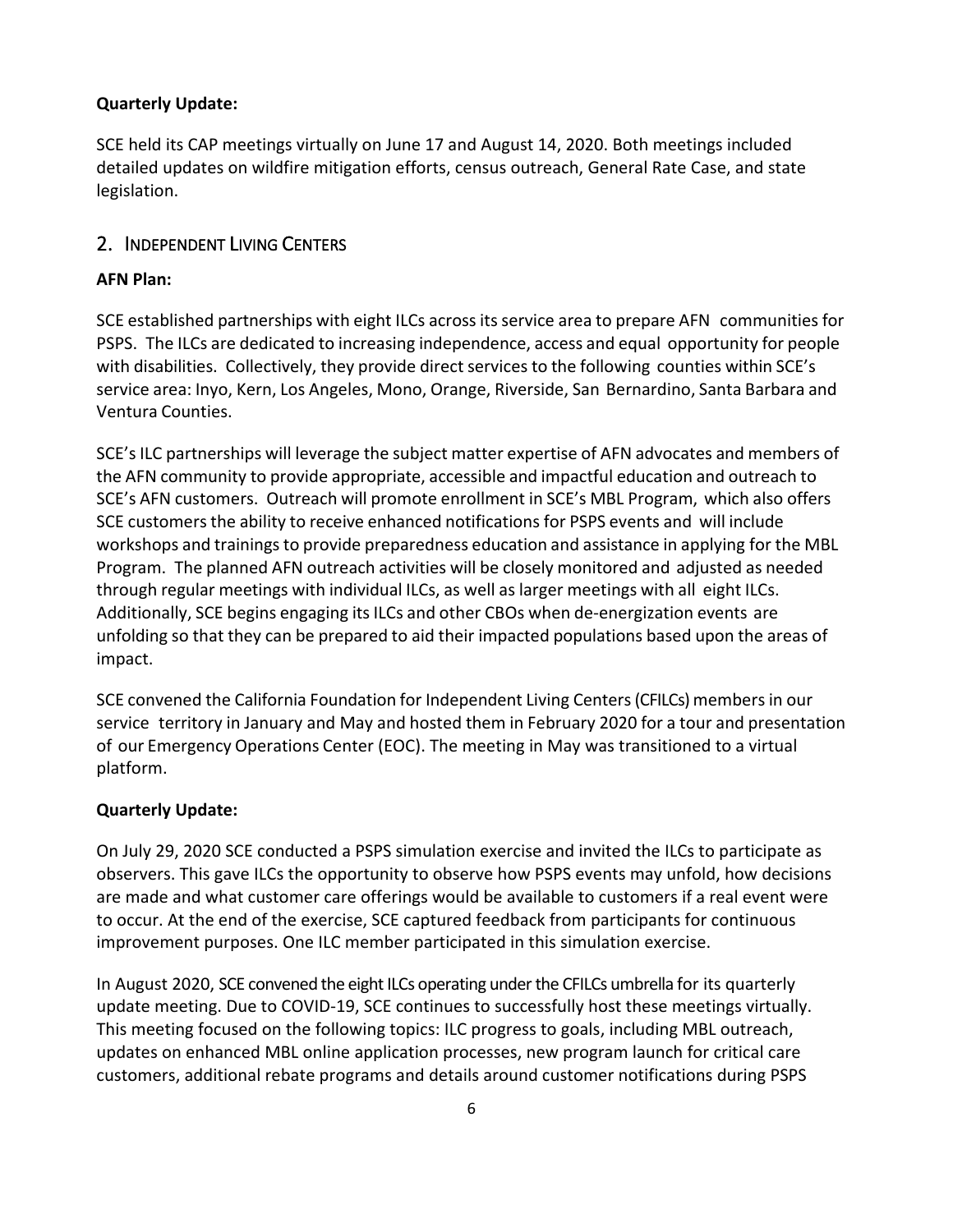**Quarterly Update:**

SCE held its CAP meetings virtually on June 17 and August 14, 2020. Both meetings included detailed updates on wildfire mitigation efforts, census outreach, General Rate Case, and state legislation.

## 2. Independent Living Centers

**AFN Plan:**

SCE established partnerships with eight ILCs across its service area to prepare AFN communities for PSPS. The ILCs are dedicated to increasing independence, access and equal opportunity for people with disabilities. Collectively, they provide direct services to the following counties within SCE's service area: Inyo, Kern, Los Angeles, Mono, Orange, Riverside, San Bernardino, Santa Barbara and Ventura Counties.

SCE's ILC partnerships will leverage the subject matter expertise of AFN advocates and members of the AFN community to provide appropriate, accessible and impactful education and outreach to SCE's AFN customers. Outreach will promote enrollment in SCE's MBL Program, which also offers SCE customers the ability to receive enhanced notifications for PSPS events and will include workshops and trainings to provide preparedness education and assistance in applying for the MBL Program. The planned AFN outreach activities will be closely monitored and adjusted as needed through regular meetings with individual ILCs, as well as larger meetings with all eight ILCs. Additionally, SCE begins engaging its ILCs and other CBOs when de-energization events are unfolding so that they can be prepared to aid their impacted populations based upon the areas of impact.

SCE convened the California Foundation for Independent Living Centers (CFILCs) members in our service territory in January and May and hosted them in February 2020 for a tour and presentation of our Emergency Operations Center (EOC). The meeting in May was transitioned to a virtual platform.

**Quarterly Update:**

On July 29, 2020 SCE conducted a PSPS simulation exercise and invited the ILCs to participate as observers. This gave ILCs the opportunity to observe how PSPS events may unfold, how decisions are made and what customer care offerings would be available to customers if a real event were to occur. At the end of the exercise, SCE captured feedback from participants for continuous improvement purposes. One ILC member participated in this simulation exercise.

In August 2020, SCE convened the eight ILCs operating under the CFILCs umbrella for its quarterly update meeting. Due to COVID-19, SCE continues to successfully host these meetings virtually. This meeting focused on the following topics: ILC progress to goals, including MBL outreach, updates on enhanced MBL online application processes, new program launch for critical care customers, additional rebate programs and details around customer notifications during PSPS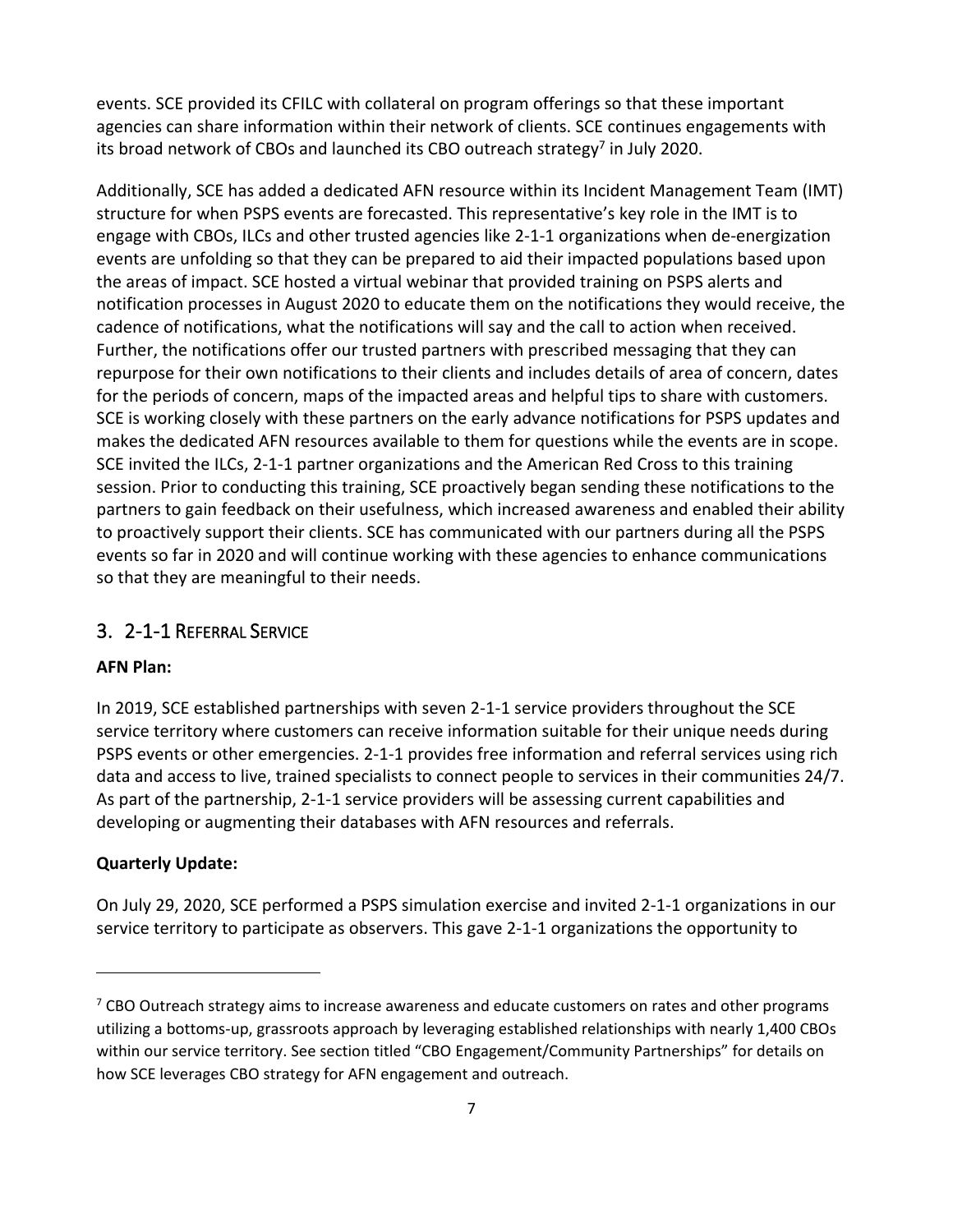events. SCE provided its CFILC with collateral on program offerings so that these important agencies can share information within their network of clients. SCE continues engagements with its broad network of CBOs and launched its CBO outreach strategy[7] in July 2020.

Additionally, SCE has added a dedicated AFN resource within its Incident Management Team (IMT) structure for when PSPS events are forecasted. This representative's key role in the IMT is to engage with CBOs, ILCs and other trusted agencies like 2-1-1 organizations when de-energization events are unfolding so that they can be prepared to aid their impacted populations based upon the areas of impact. SCE hosted a virtual webinar that provided training on PSPS alerts and notification processes in August 2020 to educate them on the notifications they would receive, the cadence of notifications, what the notifications will say and the call to action when received. Further, the notifications offer our trusted partners with prescribed messaging that they can repurpose for their own notifications to their clients and includes details of area of concern, dates for the periods of concern, maps of the impacted areas and helpful tips to share with customers. SCE is working closely with these partners on the early advance notifications for PSPS updates and makes the dedicated AFN resources available to them for questions while the events are in scope. SCE invited the ILCs, 2-1-1 partner organizations and the American Red Cross to this training session. Prior to conducting this training, SCE proactively began sending these notifications to the partners to gain feedback on their usefulness, which increased awareness and enabled their ability to proactively support their clients. SCE has communicated with our partners during all the PSPS events so far in 2020 and will continue working with these agencies to enhance communications so that they are meaningful to their needs.

## 3. 2-1-1 Referral Service

**AFN Plan:**

In 2019, SCE established partnerships with seven 2-1-1 service providers throughout the SCE service territory where customers can receive information suitable for their unique needs during PSPS events or other emergencies. 2-1-1 provides free information and referral services using rich data and access to live, trained specialists to connect people to services in their communities 24/7. As part of the partnership, 2-1-1 service providers will be assessing current capabilities and developing or augmenting their databases with AFN resources and referrals.

**Quarterly Update:**

On July 29, 2020, SCE performed a PSPS simulation exercise and invited 2-1-1 organizations in our service territory to participate as observers. This gave 2-1-1 organizations the opportunity to

---

[7] CBO Outreach strategy aims to increase awareness and educate customers on rates and other programs utilizing a bottoms-up, grassroots approach by leveraging established relationships with nearly 1,400 CBOs within our service territory. See section titled "CBO Engagement/Community Partnerships" for details on how SCE leverages CBO strategy for AFN engagement and outreach.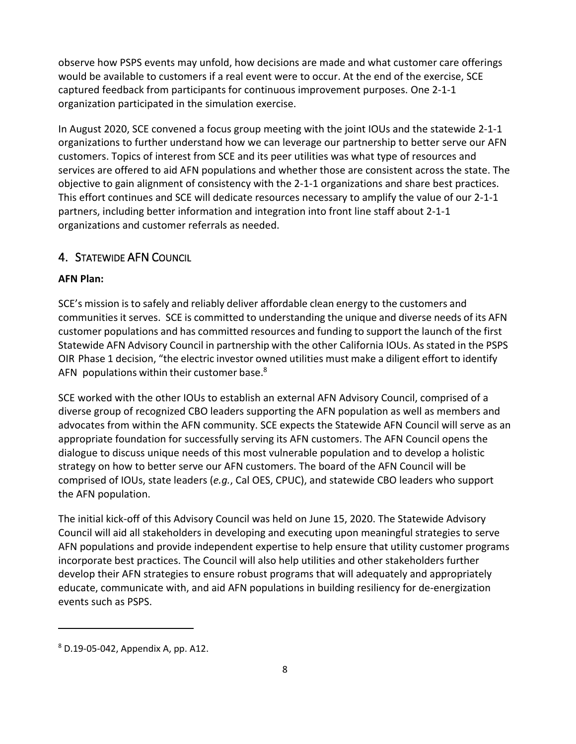observe how PSPS events may unfold, how decisions are made and what customer care offerings would be available to customers if a real event were to occur. At the end of the exercise, SCE captured feedback from participants for continuous improvement purposes. One 2-1-1 organization participated in the simulation exercise.

In August 2020, SCE convened a focus group meeting with the joint IOUs and the statewide 2-1-1 organizations to further understand how we can leverage our partnership to better serve our AFN customers. Topics of interest from SCE and its peer utilities was what type of resources and services are offered to aid AFN populations and whether those are consistent across the state. The objective to gain alignment of consistency with the 2-1-1 organizations and share best practices. This effort continues and SCE will dedicate resources necessary to amplify the value of our 2-1-1 partners, including better information and integration into front line staff about 2-1-1 organizations and customer referrals as needed.

## 4. Statewide AFN Council

**AFN Plan:**

SCE's mission is to safely and reliably deliver affordable clean energy to the customers and communities it serves. SCE is committed to understanding the unique and diverse needs of its AFN customer populations and has committed resources and funding to support the launch of the first Statewide AFN Advisory Council in partnership with the other California IOUs. As stated in the PSPS OIR Phase 1 decision, "the electric investor owned utilities must make a diligent effort to identify AFN populations within their customer base.[8]

SCE worked with the other IOUs to establish an external AFN Advisory Council, comprised of a diverse group of recognized CBO leaders supporting the AFN population as well as members and advocates from within the AFN community. SCE expects the Statewide AFN Council will serve as an appropriate foundation for successfully serving its AFN customers. The AFN Council opens the dialogue to discuss unique needs of this most vulnerable population and to develop a holistic strategy on how to better serve our AFN customers. The board of the AFN Council will be comprised of IOUs, state leaders (*e.g.*, Cal OES, CPUC), and statewide CBO leaders who support the AFN population.

The initial kick-off of this Advisory Council was held on June 15, 2020. The Statewide Advisory Council will aid all stakeholders in developing and executing upon meaningful strategies to serve AFN populations and provide independent expertise to help ensure that utility customer programs incorporate best practices. The Council will also help utilities and other stakeholders further develop their AFN strategies to ensure robust programs that will adequately and appropriately educate, communicate with, and aid AFN populations in building resiliency for de-energization events such as PSPS.

---

[8] D.19-05-042, Appendix A, pp. A12.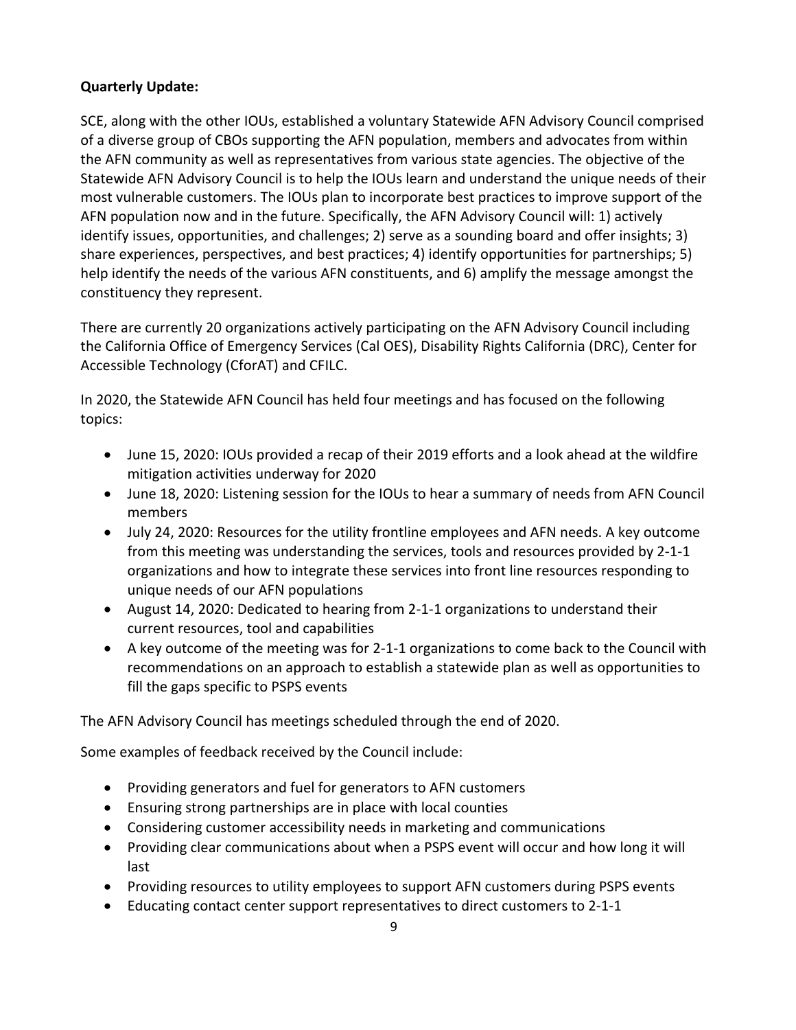**Quarterly Update:**

SCE, along with the other IOUs, established a voluntary Statewide AFN Advisory Council comprised of a diverse group of CBOs supporting the AFN population, members and advocates from within the AFN community as well as representatives from various state agencies. The objective of the Statewide AFN Advisory Council is to help the IOUs learn and understand the unique needs of their most vulnerable customers. The IOUs plan to incorporate best practices to improve support of the AFN population now and in the future. Specifically, the AFN Advisory Council will: 1) actively identify issues, opportunities, and challenges; 2) serve as a sounding board and offer insights; 3) share experiences, perspectives, and best practices; 4) identify opportunities for partnerships; 5) help identify the needs of the various AFN constituents, and 6) amplify the message amongst the constituency they represent.

There are currently 20 organizations actively participating on the AFN Advisory Council including the California Office of Emergency Services (Cal OES), Disability Rights California (DRC), Center for Accessible Technology (CforAT) and CFILC.

In 2020, the Statewide AFN Council has held four meetings and has focused on the following topics:

- June 15, 2020: IOUs provided a recap of their 2019 efforts and a look ahead at the wildfire mitigation activities underway for 2020
- June 18, 2020: Listening session for the IOUs to hear a summary of needs from AFN Council members
- July 24, 2020: Resources for the utility frontline employees and AFN needs. A key outcome from this meeting was understanding the services, tools and resources provided by 2-1-1 organizations and how to integrate these services into front line resources responding to unique needs of our AFN populations
- August 14, 2020: Dedicated to hearing from 2-1-1 organizations to understand their current resources, tool and capabilities
- A key outcome of the meeting was for 2-1-1 organizations to come back to the Council with recommendations on an approach to establish a statewide plan as well as opportunities to fill the gaps specific to PSPS events

The AFN Advisory Council has meetings scheduled through the end of 2020.

Some examples of feedback received by the Council include:

- Providing generators and fuel for generators to AFN customers
- Ensuring strong partnerships are in place with local counties
- Considering customer accessibility needs in marketing and communications
- Providing clear communications about when a PSPS event will occur and how long it will last
- Providing resources to utility employees to support AFN customers during PSPS events
- Educating contact center support representatives to direct customers to 2-1-1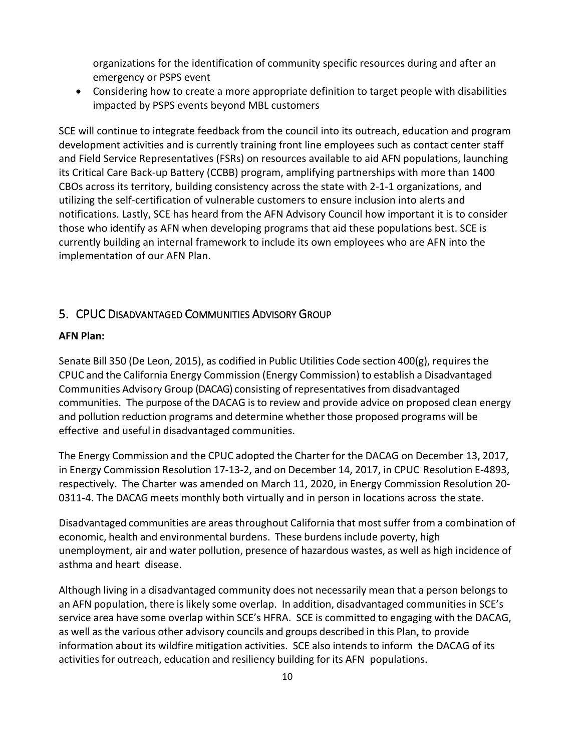organizations for the identification of community specific resources during and after an emergency or PSPS event

- Considering how to create a more appropriate definition to target people with disabilities impacted by PSPS events beyond MBL customers

SCE will continue to integrate feedback from the council into its outreach, education and program development activities and is currently training front line employees such as contact center staff and Field Service Representatives (FSRs) on resources available to aid AFN populations, launching its Critical Care Back-up Battery (CCBB) program, amplifying partnerships with more than 1400 CBOs across its territory, building consistency across the state with 2-1-1 organizations, and utilizing the self-certification of vulnerable customers to ensure inclusion into alerts and notifications. Lastly, SCE has heard from the AFN Advisory Council how important it is to consider those who identify as AFN when developing programs that aid these populations best. SCE is currently building an internal framework to include its own employees who are AFN into the implementation of our AFN Plan.

## 5. CPUC Disadvantaged Communities Advisory Group

**AFN Plan:**

Senate Bill 350 (De Leon, 2015), as codified in Public Utilities Code section 400(g), requires the CPUC and the California Energy Commission (Energy Commission) to establish a Disadvantaged Communities Advisory Group (DACAG) consisting of representatives from disadvantaged communities. The purpose of the DACAG is to review and provide advice on proposed clean energy and pollution reduction programs and determine whether those proposed programs will be effective and useful in disadvantaged communities.

The Energy Commission and the CPUC adopted the Charter for the DACAG on December 13, 2017, in Energy Commission Resolution 17-13-2, and on December 14, 2017, in CPUC Resolution E-4893, respectively. The Charter was amended on March 11, 2020, in Energy Commission Resolution 20-0311-4. The DACAG meets monthly both virtually and in person in locations across the state.

Disadvantaged communities are areas throughout California that most suffer from a combination of economic, health and environmental burdens. These burdens include poverty, high unemployment, air and water pollution, presence of hazardous wastes, as well as high incidence of asthma and heart disease.

Although living in a disadvantaged community does not necessarily mean that a person belongs to an AFN population, there is likely some overlap. In addition, disadvantaged communities in SCE's service area have some overlap within SCE's HFRA. SCE is committed to engaging with the DACAG, as well as the various other advisory councils and groups described in this Plan, to provide information about its wildfire mitigation activities. SCE also intends to inform the DACAG of its activities for outreach, education and resiliency building for its AFN populations.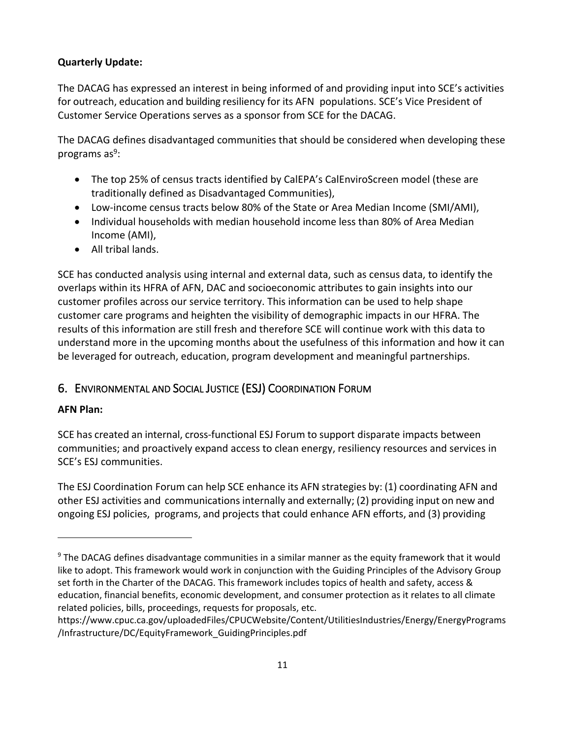**Quarterly Update:**

The DACAG has expressed an interest in being informed of and providing input into SCE's activities for outreach, education and building resiliency for its AFN populations. SCE's Vice President of Customer Service Operations serves as a sponsor from SCE for the DACAG.

The DACAG defines disadvantaged communities that should be considered when developing these programs as[9]:

- The top 25% of census tracts identified by CalEPA's CalEnviroScreen model (these are traditionally defined as Disadvantaged Communities),
- Low-income census tracts below 80% of the State or Area Median Income (SMI/AMI),
- Individual households with median household income less than 80% of Area Median Income (AMI),
- All tribal lands.

SCE has conducted analysis using internal and external data, such as census data, to identify the overlaps within its HFRA of AFN, DAC and socioeconomic attributes to gain insights into our customer profiles across our service territory. This information can be used to help shape customer care programs and heighten the visibility of demographic impacts in our HFRA. The results of this information are still fresh and therefore SCE will continue work with this data to understand more in the upcoming months about the usefulness of this information and how it can be leveraged for outreach, education, program development and meaningful partnerships.

## 6. Environmental and Social Justice (ESJ) Coordination Forum

**AFN Plan:**

SCE has created an internal, cross-functional ESJ Forum to support disparate impacts between communities; and proactively expand access to clean energy, resiliency resources and services in SCE's ESJ communities.

The ESJ Coordination Forum can help SCE enhance its AFN strategies by: (1) coordinating AFN and other ESJ activities and communications internally and externally; (2) providing input on new and ongoing ESJ policies, programs, and projects that could enhance AFN efforts, and (3) providing

---

[9] The DACAG defines disadvantage communities in a similar manner as the equity framework that it would like to adopt. This framework would work in conjunction with the Guiding Principles of the Advisory Group set forth in the Charter of the DACAG. This framework includes topics of health and safety, access & education, financial benefits, economic development, and consumer protection as it relates to all climate related policies, bills, proceedings, requests for proposals, etc. https://www.cpuc.ca.gov/uploadedFiles/CPUCWebsite/Content/UtilitiesIndustries/Energy/EnergyPrograms/Infrastructure/DC/EquityFramework_GuidingPrinciples.pdf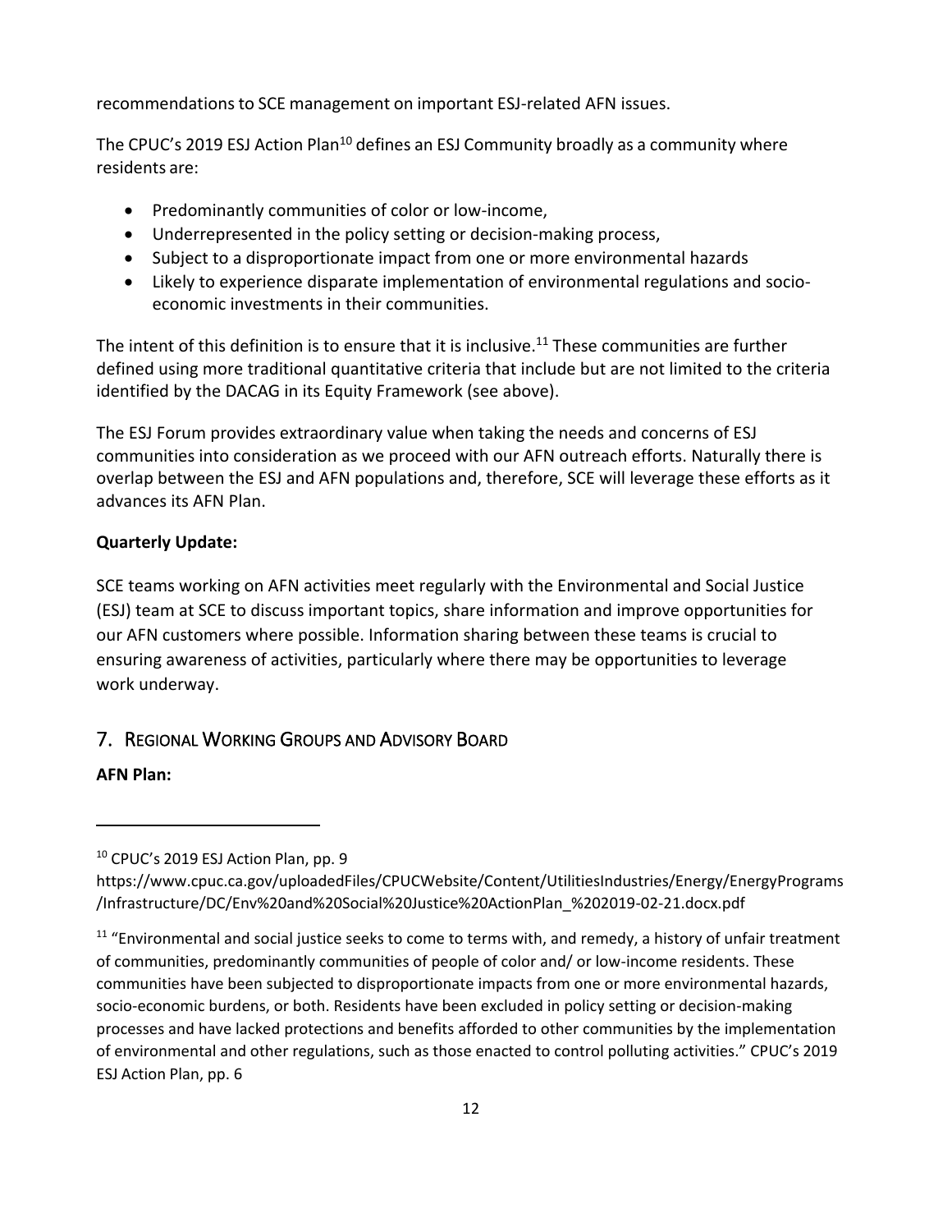recommendations to SCE management on important ESJ-related AFN issues.

The CPUC's 2019 ESJ Action Plan[10] defines an ESJ Community broadly as a community where residents are:

- Predominantly communities of color or low-income,
- Underrepresented in the policy setting or decision-making process,
- Subject to a disproportionate impact from one or more environmental hazards
- Likely to experience disparate implementation of environmental regulations and socio-economic investments in their communities.

The intent of this definition is to ensure that it is inclusive.[11] These communities are further defined using more traditional quantitative criteria that include but are not limited to the criteria identified by the DACAG in its Equity Framework (see above).

The ESJ Forum provides extraordinary value when taking the needs and concerns of ESJ communities into consideration as we proceed with our AFN outreach efforts. Naturally there is overlap between the ESJ and AFN populations and, therefore, SCE will leverage these efforts as it advances its AFN Plan.

**Quarterly Update:**

SCE teams working on AFN activities meet regularly with the Environmental and Social Justice (ESJ) team at SCE to discuss important topics, share information and improve opportunities for our AFN customers where possible. Information sharing between these teams is crucial to ensuring awareness of activities, particularly where there may be opportunities to leverage work underway.

## 7. Regional Working Groups and Advisory Board

**AFN Plan:**

---

[10] CPUC's 2019 ESJ Action Plan, pp. 9
https://www.cpuc.ca.gov/uploadedFiles/CPUCWebsite/Content/UtilitiesIndustries/Energy/EnergyPrograms/Infrastructure/DC/Env%20and%20Social%20Justice%20ActionPlan_%202019-02-21.docx.pdf

[11] "Environmental and social justice seeks to come to terms with, and remedy, a history of unfair treatment of communities, predominantly communities of people of color and/ or low-income residents. These communities have been subjected to disproportionate impacts from one or more environmental hazards, socio-economic burdens, or both. Residents have been excluded in policy setting or decision-making processes and have lacked protections and benefits afforded to other communities by the implementation of environmental and other regulations, such as those enacted to control polluting activities." CPUC's 2019 ESJ Action Plan, pp. 6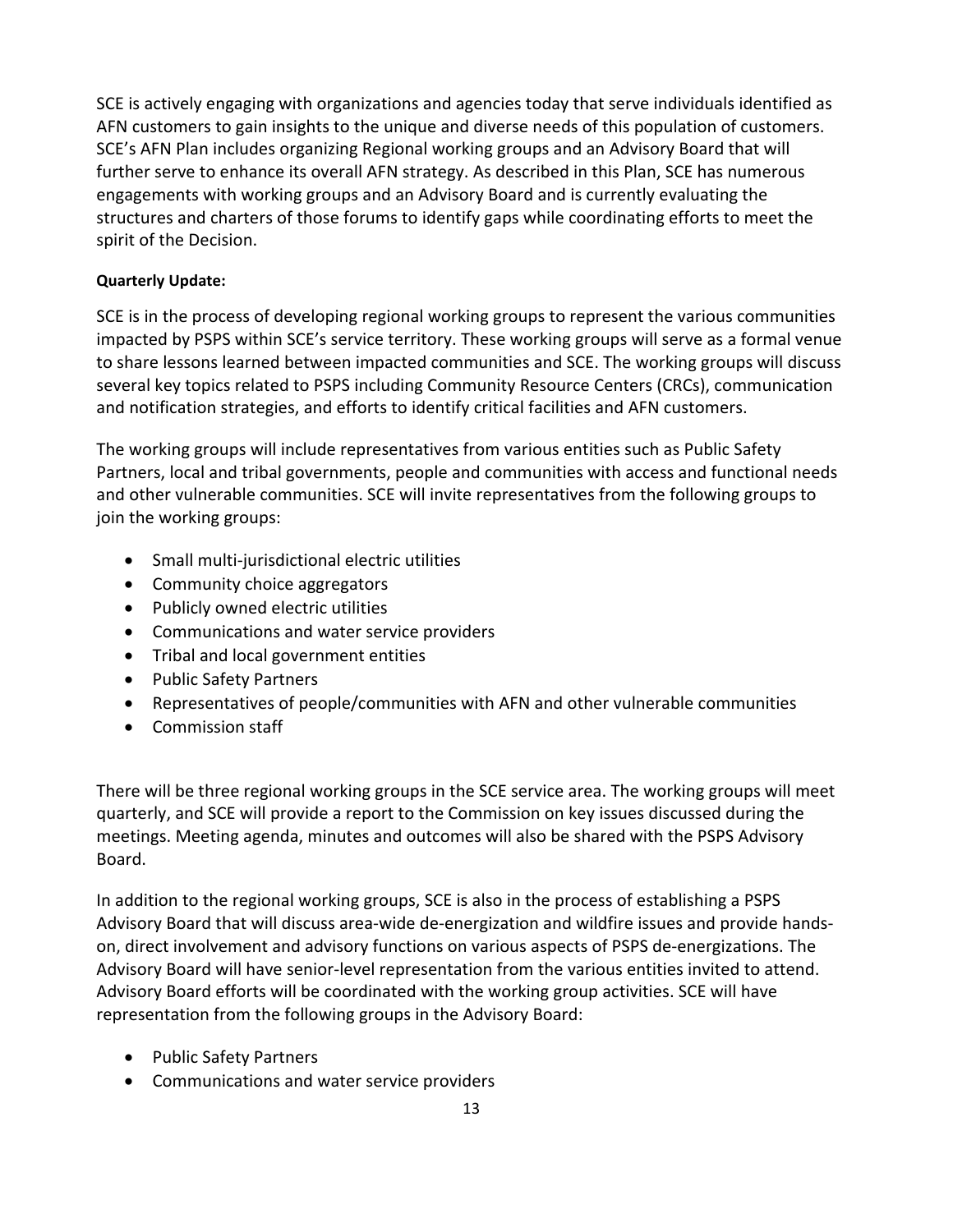SCE is actively engaging with organizations and agencies today that serve individuals identified as AFN customers to gain insights to the unique and diverse needs of this population of customers. SCE's AFN Plan includes organizing Regional working groups and an Advisory Board that will further serve to enhance its overall AFN strategy. As described in this Plan, SCE has numerous engagements with working groups and an Advisory Board and is currently evaluating the structures and charters of those forums to identify gaps while coordinating efforts to meet the spirit of the Decision.

**Quarterly Update:**

SCE is in the process of developing regional working groups to represent the various communities impacted by PSPS within SCE's service territory. These working groups will serve as a formal venue to share lessons learned between impacted communities and SCE. The working groups will discuss several key topics related to PSPS including Community Resource Centers (CRCs), communication and notification strategies, and efforts to identify critical facilities and AFN customers.

The working groups will include representatives from various entities such as Public Safety Partners, local and tribal governments, people and communities with access and functional needs and other vulnerable communities. SCE will invite representatives from the following groups to join the working groups:

- Small multi-jurisdictional electric utilities
- Community choice aggregators
- Publicly owned electric utilities
- Communications and water service providers
- Tribal and local government entities
- Public Safety Partners
- Representatives of people/communities with AFN and other vulnerable communities
- Commission staff

There will be three regional working groups in the SCE service area. The working groups will meet quarterly, and SCE will provide a report to the Commission on key issues discussed during the meetings. Meeting agenda, minutes and outcomes will also be shared with the PSPS Advisory Board.

In addition to the regional working groups, SCE is also in the process of establishing a PSPS Advisory Board that will discuss area-wide de-energization and wildfire issues and provide hands-on, direct involvement and advisory functions on various aspects of PSPS de-energizations. The Advisory Board will have senior-level representation from the various entities invited to attend. Advisory Board efforts will be coordinated with the working group activities. SCE will have representation from the following groups in the Advisory Board:

- Public Safety Partners
- Communications and water service providers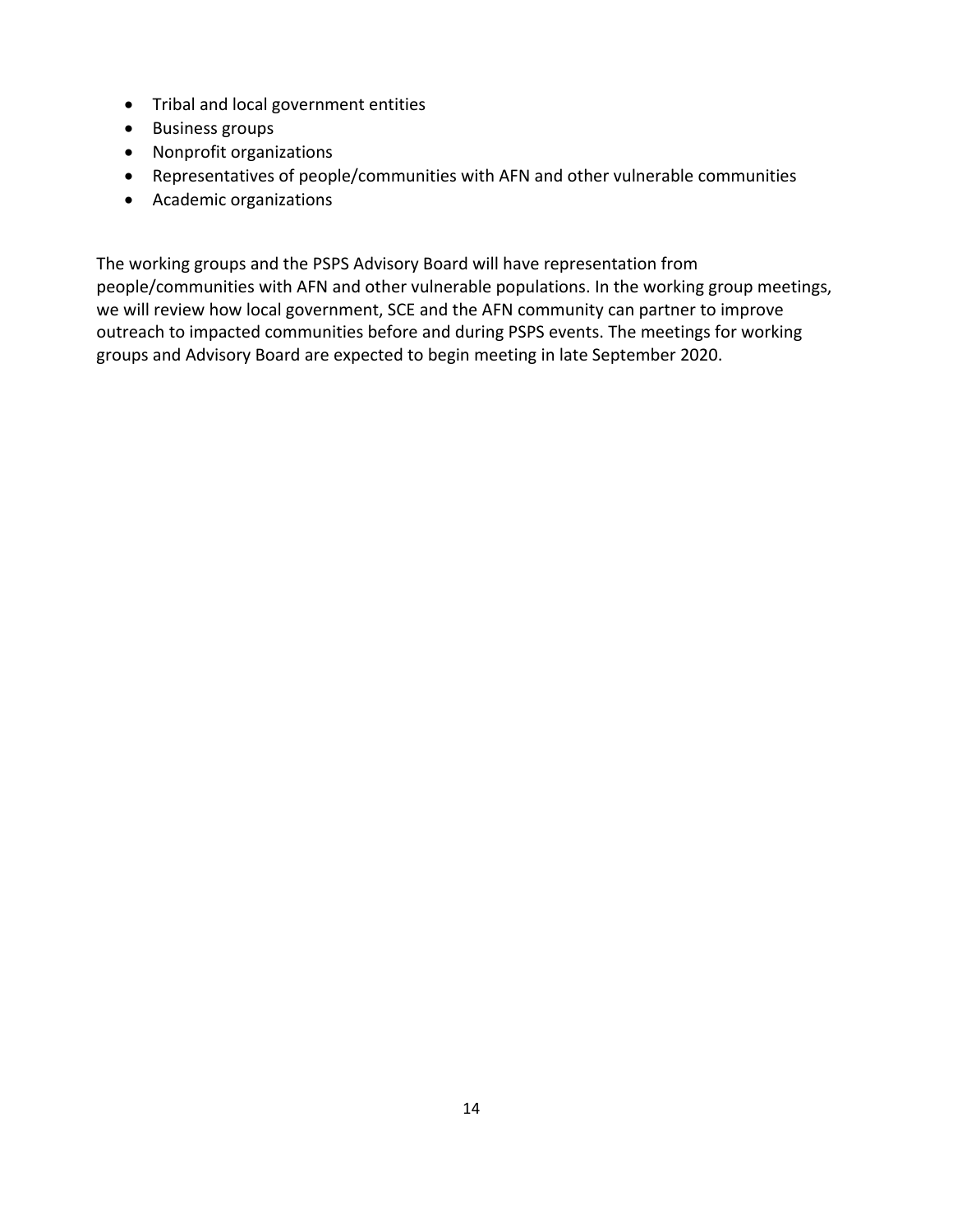- Tribal and local government entities
- Business groups
- Nonprofit organizations
- Representatives of people/communities with AFN and other vulnerable communities
- Academic organizations

The working groups and the PSPS Advisory Board will have representation from people/communities with AFN and other vulnerable populations. In the working group meetings, we will review how local government, SCE and the AFN community can partner to improve outreach to impacted communities before and during PSPS events. The meetings for working groups and Advisory Board are expected to begin meeting in late September 2020.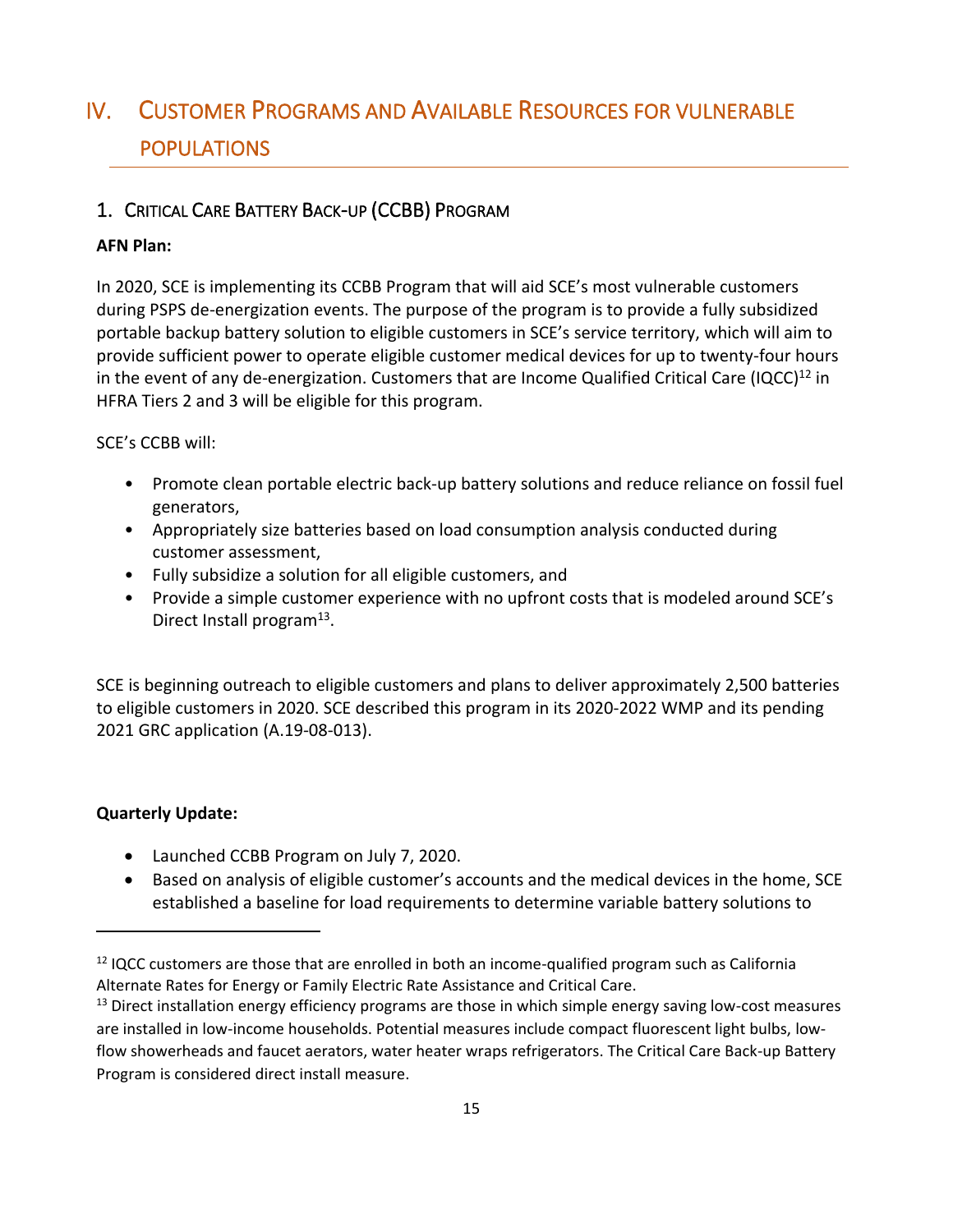# IV. Customer Programs and Available Resources for vulnerable populations

## 1. Critical Care Battery Back-up (CCBB) Program

**AFN Plan:**

In 2020, SCE is implementing its CCBB Program that will aid SCE's most vulnerable customers during PSPS de-energization events. The purpose of the program is to provide a fully subsidized portable backup battery solution to eligible customers in SCE's service territory, which will aim to provide sufficient power to operate eligible customer medical devices for up to twenty-four hours in the event of any de-energization. Customers that are Income Qualified Critical Care (IQCC)[12] in HFRA Tiers 2 and 3 will be eligible for this program.

SCE's CCBB will:

- Promote clean portable electric back-up battery solutions and reduce reliance on fossil fuel generators,
- Appropriately size batteries based on load consumption analysis conducted during customer assessment,
- Fully subsidize a solution for all eligible customers, and
- Provide a simple customer experience with no upfront costs that is modeled around SCE's Direct Install program[13].

SCE is beginning outreach to eligible customers and plans to deliver approximately 2,500 batteries to eligible customers in 2020. SCE described this program in its 2020-2022 WMP and its pending 2021 GRC application (A.19-08-013).

**Quarterly Update:**

- Launched CCBB Program on July 7, 2020.
- Based on analysis of eligible customer's accounts and the medical devices in the home, SCE established a baseline for load requirements to determine variable battery solutions to

---

[12] IQCC customers are those that are enrolled in both an income-qualified program such as California Alternate Rates for Energy or Family Electric Rate Assistance and Critical Care.

[13] Direct installation energy efficiency programs are those in which simple energy saving low-cost measures are installed in low-income households. Potential measures include compact fluorescent light bulbs, low-flow showerheads and faucet aerators, water heater wraps refrigerators. The Critical Care Back-up Battery Program is considered direct install measure.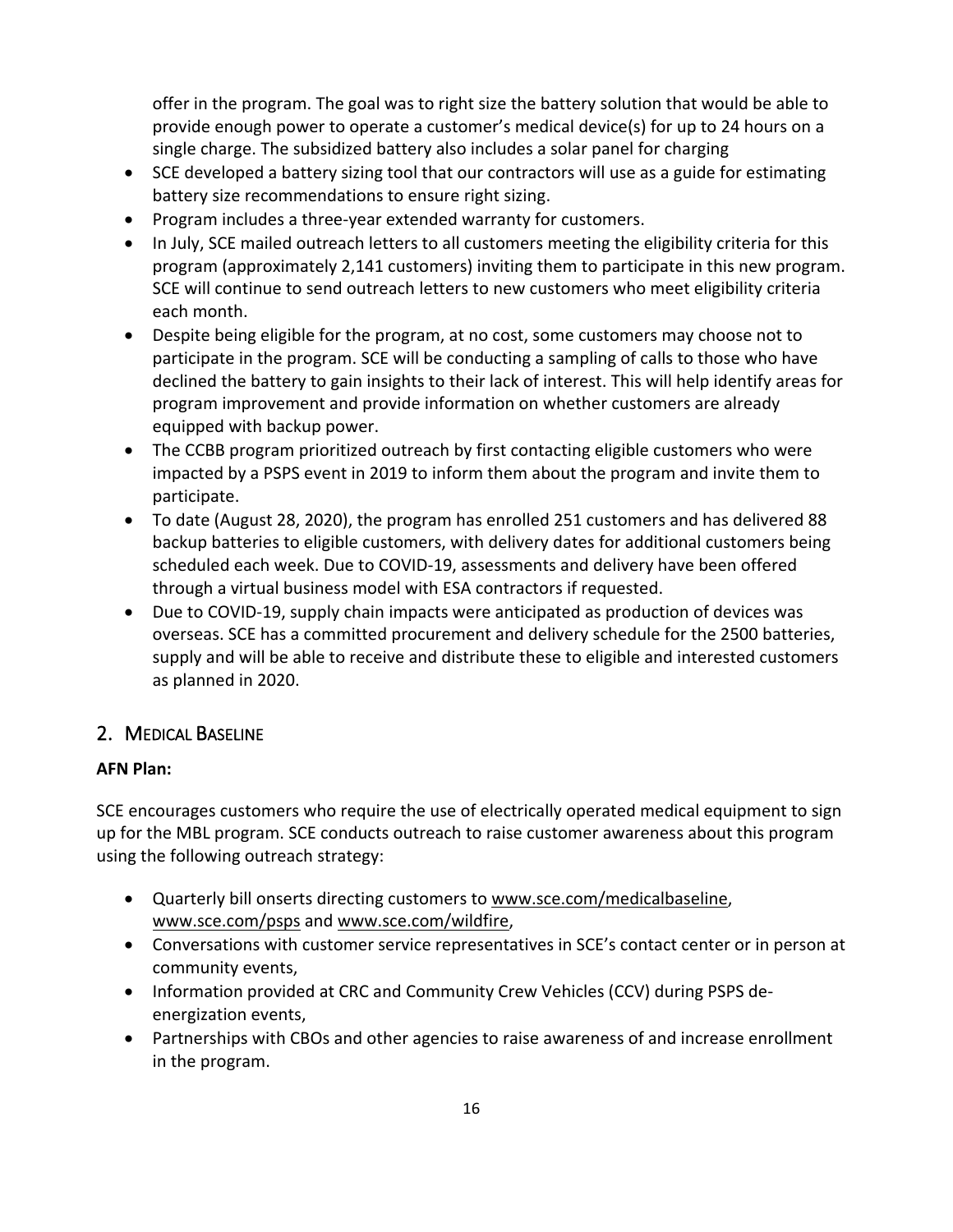offer in the program. The goal was to right size the battery solution that would be able to provide enough power to operate a customer's medical device(s) for up to 24 hours on a single charge. The subsidized battery also includes a solar panel for charging

- SCE developed a battery sizing tool that our contractors will use as a guide for estimating battery size recommendations to ensure right sizing.
- Program includes a three-year extended warranty for customers.
- In July, SCE mailed outreach letters to all customers meeting the eligibility criteria for this program (approximately 2,141 customers) inviting them to participate in this new program. SCE will continue to send outreach letters to new customers who meet eligibility criteria each month.
- Despite being eligible for the program, at no cost, some customers may choose not to participate in the program. SCE will be conducting a sampling of calls to those who have declined the battery to gain insights to their lack of interest. This will help identify areas for program improvement and provide information on whether customers are already equipped with backup power.
- The CCBB program prioritized outreach by first contacting eligible customers who were impacted by a PSPS event in 2019 to inform them about the program and invite them to participate.
- To date (August 28, 2020), the program has enrolled 251 customers and has delivered 88 backup batteries to eligible customers, with delivery dates for additional customers being scheduled each week. Due to COVID-19, assessments and delivery have been offered through a virtual business model with ESA contractors if requested.
- Due to COVID-19, supply chain impacts were anticipated as production of devices was overseas. SCE has a committed procurement and delivery schedule for the 2500 batteries, supply and will be able to receive and distribute these to eligible and interested customers as planned in 2020.

## 2. Medical Baseline

**AFN Plan:**

SCE encourages customers who require the use of electrically operated medical equipment to sign up for the MBL program. SCE conducts outreach to raise customer awareness about this program using the following outreach strategy:

- Quarterly bill onserts directing customers to www.sce.com/medicalbaseline, www.sce.com/psps and www.sce.com/wildfire,
- Conversations with customer service representatives in SCE's contact center or in person at community events,
- Information provided at CRC and Community Crew Vehicles (CCV) during PSPS de-energization events,
- Partnerships with CBOs and other agencies to raise awareness of and increase enrollment in the program.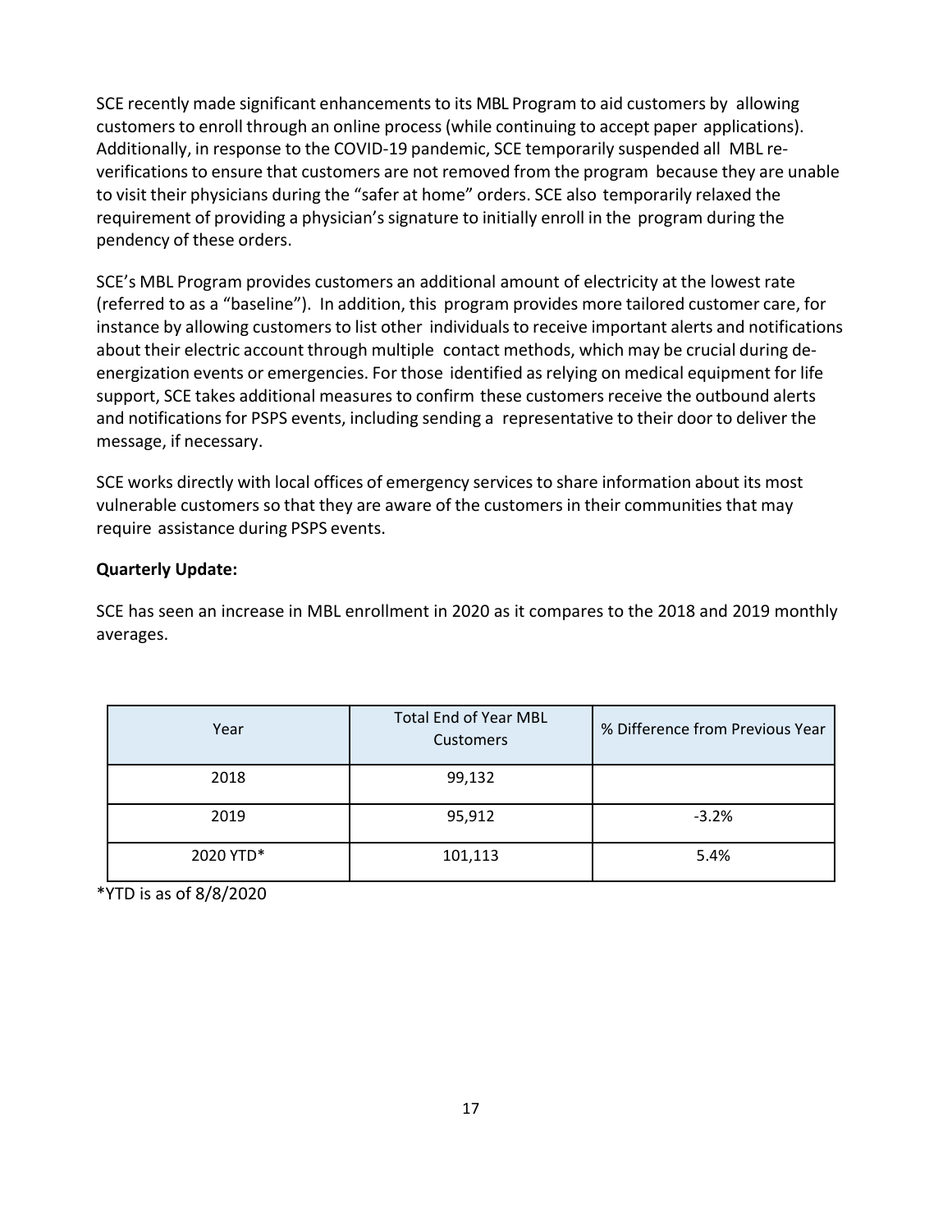SCE recently made significant enhancements to its MBL Program to aid customers by allowing customers to enroll through an online process (while continuing to accept paper applications). Additionally, in response to the COVID-19 pandemic, SCE temporarily suspended all MBL re-verifications to ensure that customers are not removed from the program because they are unable to visit their physicians during the "safer at home" orders. SCE also temporarily relaxed the requirement of providing a physician's signature to initially enroll in the program during the pendency of these orders.

SCE's MBL Program provides customers an additional amount of electricity at the lowest rate (referred to as a "baseline"). In addition, this program provides more tailored customer care, for instance by allowing customers to list other individuals to receive important alerts and notifications about their electric account through multiple contact methods, which may be crucial during de-energization events or emergencies. For those identified as relying on medical equipment for life support, SCE takes additional measures to confirm these customers receive the outbound alerts and notifications for PSPS events, including sending a representative to their door to deliver the message, if necessary.

SCE works directly with local offices of emergency services to share information about its most vulnerable customers so that they are aware of the customers in their communities that may require assistance during PSPS events.

**Quarterly Update:**

SCE has seen an increase in MBL enrollment in 2020 as it compares to the 2018 and 2019 monthly averages.

| Year | Total End of Year MBL Customers | % Difference from Previous Year |
|---|---|---|
| 2018 | 99,132 | |
| 2019 | 95,912 | -3.2% |
| 2020 YTD* | 101,113 | 5.4% |

*YTD is as of 8/8/2020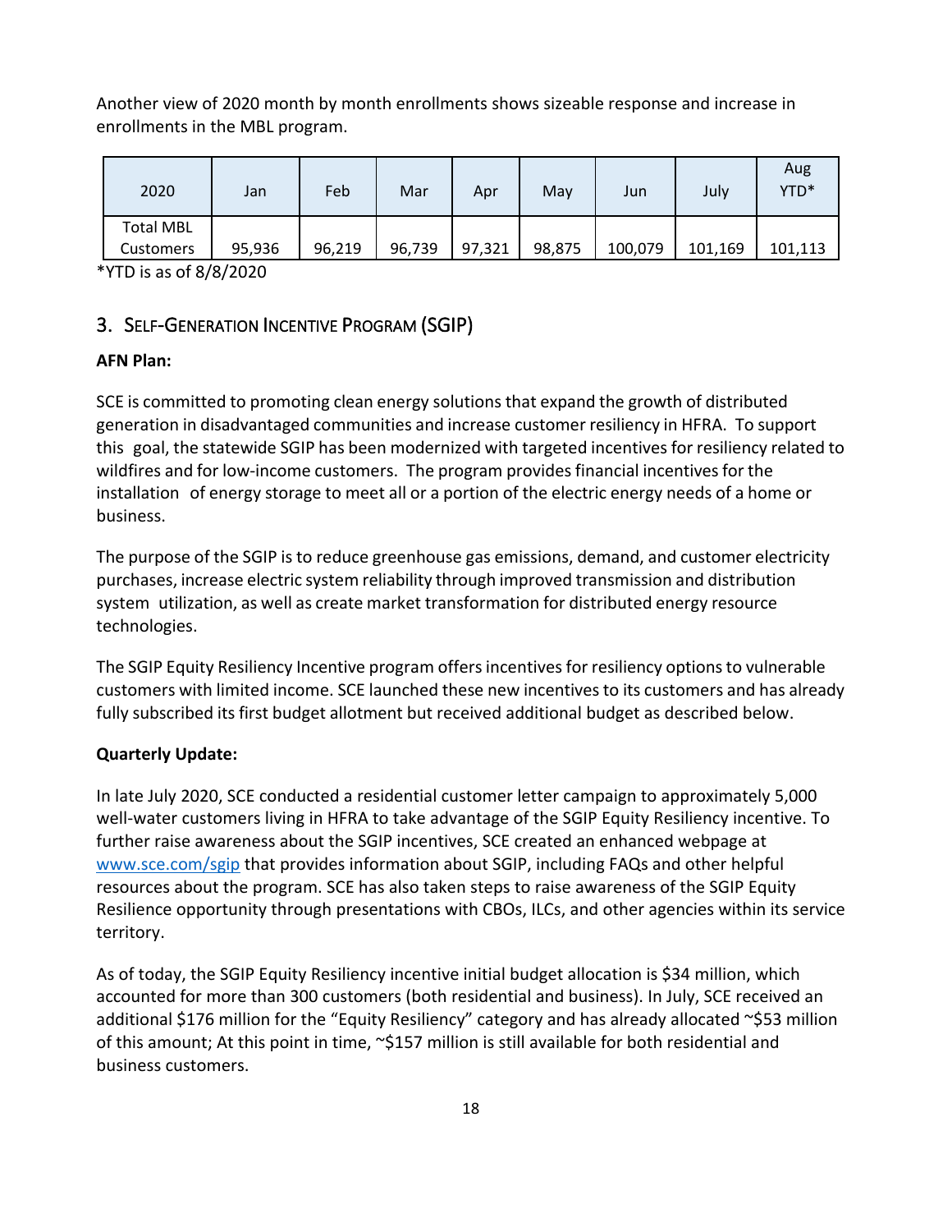Another view of 2020 month by month enrollments shows sizeable response and increase in enrollments in the MBL program.

| 2020 | Jan | Feb | Mar | Apr | May | Jun | July | Aug YTD* |
|---|---|---|---|---|---|---|---|---|
| Total MBL Customers | 95,936 | 96,219 | 96,739 | 97,321 | 98,875 | 100,079 | 101,169 | 101,113 |

*YTD is as of 8/8/2020

## 3. Self-Generation Incentive Program (SGIP)

**AFN Plan:**

SCE is committed to promoting clean energy solutions that expand the growth of distributed generation in disadvantaged communities and increase customer resiliency in HFRA. To support this goal, the statewide SGIP has been modernized with targeted incentives for resiliency related to wildfires and for low-income customers. The program provides financial incentives for the installation of energy storage to meet all or a portion of the electric energy needs of a home or business.

The purpose of the SGIP is to reduce greenhouse gas emissions, demand, and customer electricity purchases, increase electric system reliability through improved transmission and distribution system utilization, as well as create market transformation for distributed energy resource technologies.

The SGIP Equity Resiliency Incentive program offers incentives for resiliency options to vulnerable customers with limited income. SCE launched these new incentives to its customers and has already fully subscribed its first budget allotment but received additional budget as described below.

**Quarterly Update:**

In late July 2020, SCE conducted a residential customer letter campaign to approximately 5,000 well-water customers living in HFRA to take advantage of the SGIP Equity Resiliency incentive. To further raise awareness about the SGIP incentives, SCE created an enhanced webpage at www.sce.com/sgip that provides information about SGIP, including FAQs and other helpful resources about the program. SCE has also taken steps to raise awareness of the SGIP Equity Resilience opportunity through presentations with CBOs, ILCs, and other agencies within its service territory.

As of today, the SGIP Equity Resiliency incentive initial budget allocation is $34 million, which accounted for more than 300 customers (both residential and business). In July, SCE received an additional $176 million for the "Equity Resiliency" category and has already allocated ~$53 million of this amount; At this point in time, ~$157 million is still available for both residential and business customers.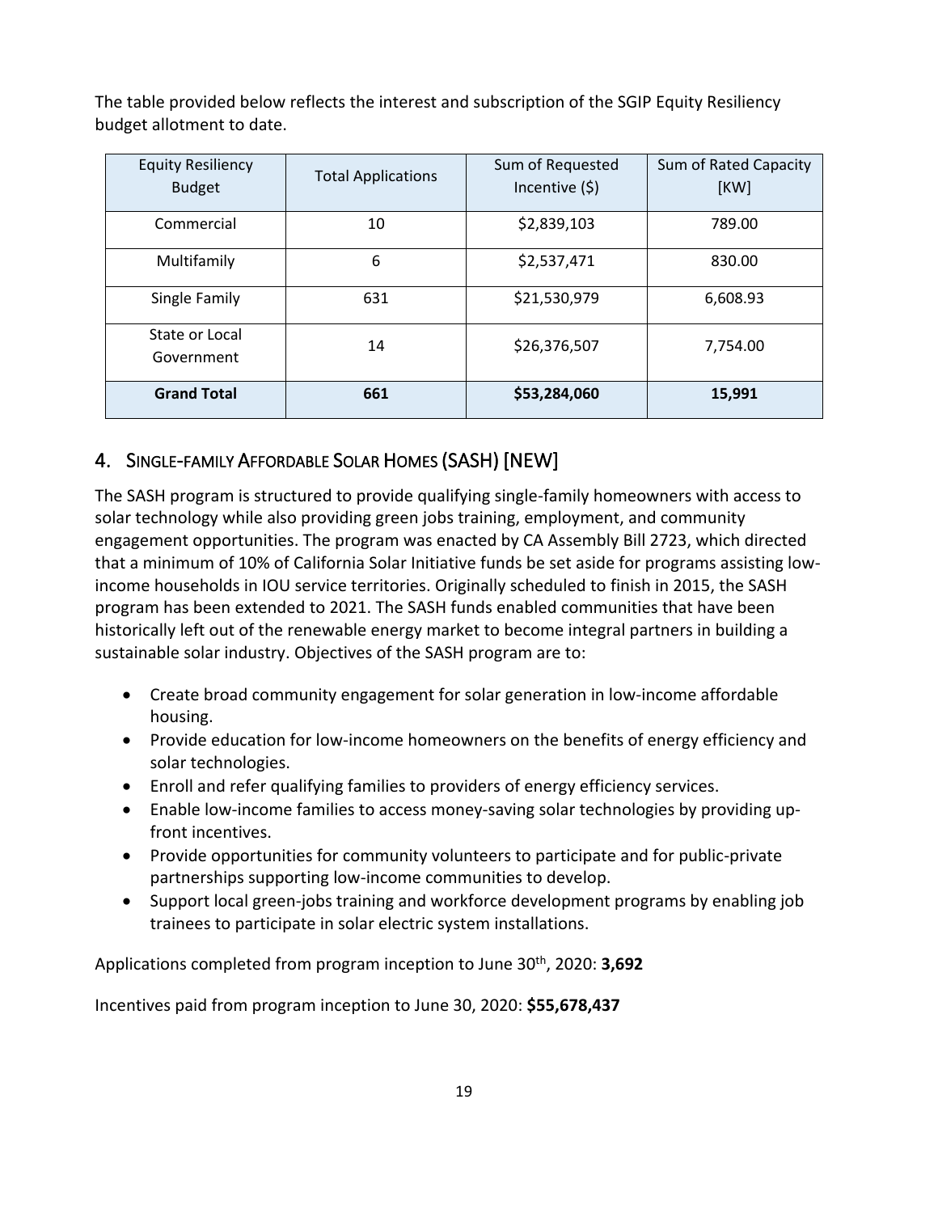The table provided below reflects the interest and subscription of the SGIP Equity Resiliency budget allotment to date.

| Equity Resiliency Budget | Total Applications | Sum of Requested Incentive ($) | Sum of Rated Capacity [KW] |
|---|---|---|---|
| Commercial | 10 | $2,839,103 | 789.00 |
| Multifamily | 6 | $2,537,471 | 830.00 |
| Single Family | 631 | $21,530,979 | 6,608.93 |
| State or Local Government | 14 | $26,376,507 | 7,754.00 |
| **Grand Total** | **661** | **$53,284,060** | **15,991** |

## 4. Single-family Affordable Solar Homes (SASH) [NEW]

The SASH program is structured to provide qualifying single-family homeowners with access to solar technology while also providing green jobs training, employment, and community engagement opportunities. The program was enacted by CA Assembly Bill 2723, which directed that a minimum of 10% of California Solar Initiative funds be set aside for programs assisting low-income households in IOU service territories. Originally scheduled to finish in 2015, the SASH program has been extended to 2021. The SASH funds enabled communities that have been historically left out of the renewable energy market to become integral partners in building a sustainable solar industry. Objectives of the SASH program are to:

- Create broad community engagement for solar generation in low-income affordable housing.
- Provide education for low-income homeowners on the benefits of energy efficiency and solar technologies.
- Enroll and refer qualifying families to providers of energy efficiency services.
- Enable low-income families to access money-saving solar technologies by providing up-front incentives.
- Provide opportunities for community volunteers to participate and for public-private partnerships supporting low-income communities to develop.
- Support local green-jobs training and workforce development programs by enabling job trainees to participate in solar electric system installations.

Applications completed from program inception to June 30th, 2020: **3,692**

Incentives paid from program inception to June 30, 2020: **$55,678,437**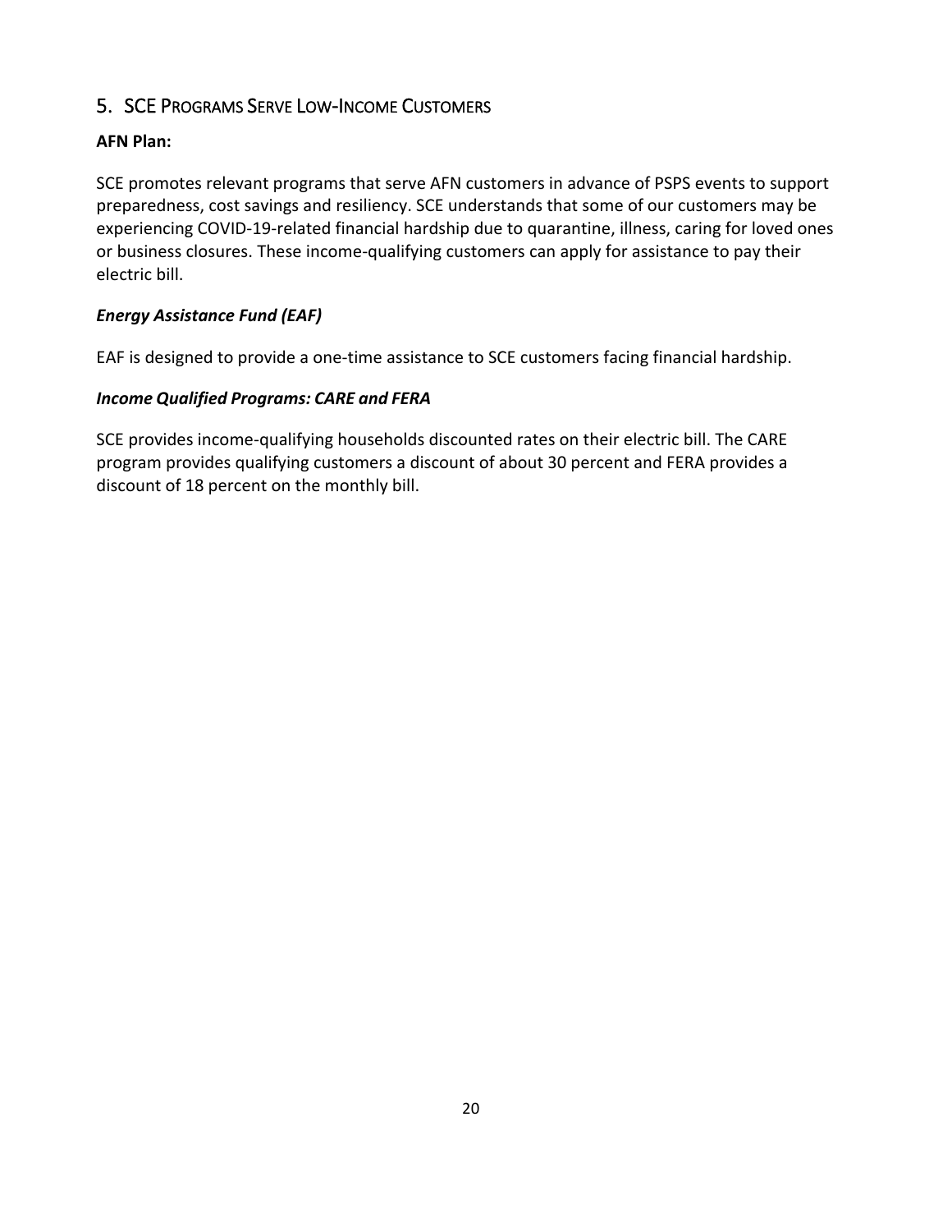## 5. SCE Programs Serve Low-Income Customers

**AFN Plan:**

SCE promotes relevant programs that serve AFN customers in advance of PSPS events to support preparedness, cost savings and resiliency. SCE understands that some of our customers may be experiencing COVID-19-related financial hardship due to quarantine, illness, caring for loved ones or business closures. These income-qualifying customers can apply for assistance to pay their electric bill.

***Energy Assistance Fund (EAF)***

EAF is designed to provide a one-time assistance to SCE customers facing financial hardship.

***Income Qualified Programs: CARE and FERA***

SCE provides income-qualifying households discounted rates on their electric bill. The CARE program provides qualifying customers a discount of about 30 percent and FERA provides a discount of 18 percent on the monthly bill.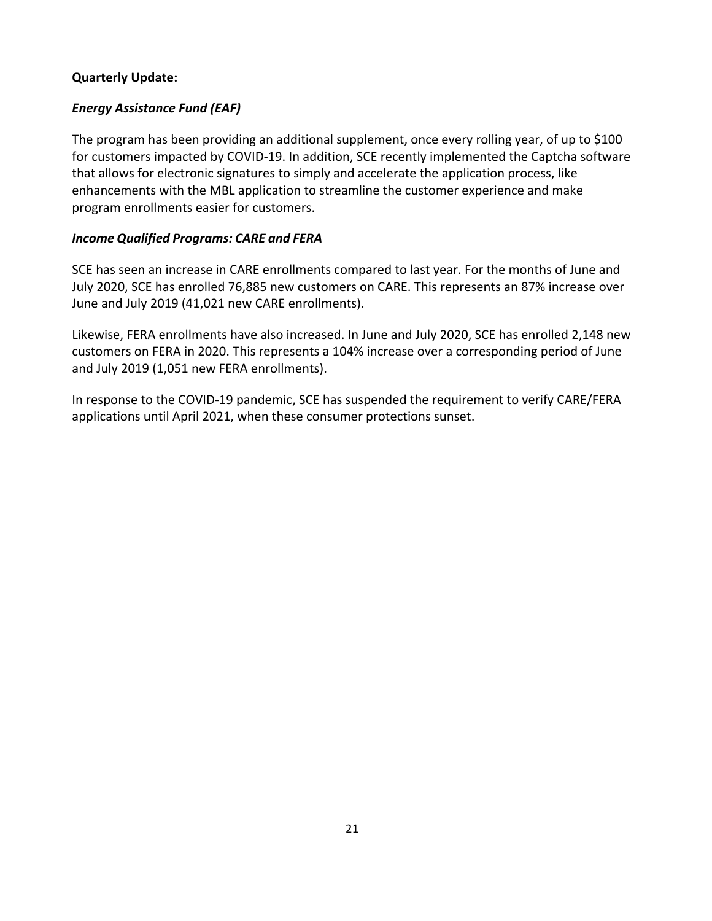**Quarterly Update:**

***Energy Assistance Fund (EAF)***

The program has been providing an additional supplement, once every rolling year, of up to $100 for customers impacted by COVID-19. In addition, SCE recently implemented the Captcha software that allows for electronic signatures to simply and accelerate the application process, like enhancements with the MBL application to streamline the customer experience and make program enrollments easier for customers.

***Income Qualified Programs: CARE and FERA***

SCE has seen an increase in CARE enrollments compared to last year. For the months of June and July 2020, SCE has enrolled 76,885 new customers on CARE. This represents an 87% increase over June and July 2019 (41,021 new CARE enrollments).

Likewise, FERA enrollments have also increased. In June and July 2020, SCE has enrolled 2,148 new customers on FERA in 2020. This represents a 104% increase over a corresponding period of June and July 2019 (1,051 new FERA enrollments).

In response to the COVID-19 pandemic, SCE has suspended the requirement to verify CARE/FERA applications until April 2021, when these consumer protections sunset.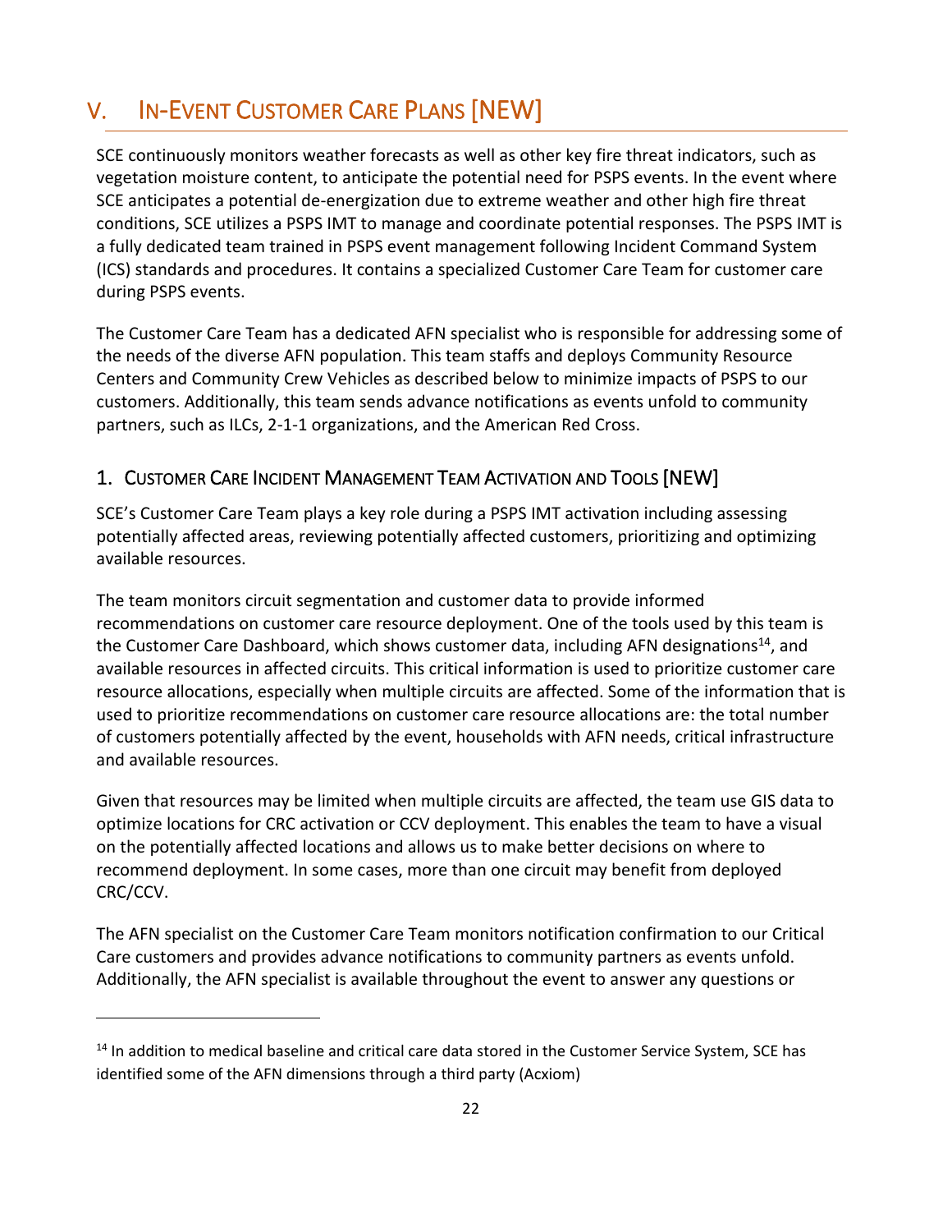# V. In-Event Customer Care Plans [NEW]

SCE continuously monitors weather forecasts as well as other key fire threat indicators, such as vegetation moisture content, to anticipate the potential need for PSPS events. In the event where SCE anticipates a potential de-energization due to extreme weather and other high fire threat conditions, SCE utilizes a PSPS IMT to manage and coordinate potential responses. The PSPS IMT is a fully dedicated team trained in PSPS event management following Incident Command System (ICS) standards and procedures. It contains a specialized Customer Care Team for customer care during PSPS events.

The Customer Care Team has a dedicated AFN specialist who is responsible for addressing some of the needs of the diverse AFN population. This team staffs and deploys Community Resource Centers and Community Crew Vehicles as described below to minimize impacts of PSPS to our customers. Additionally, this team sends advance notifications as events unfold to community partners, such as ILCs, 2-1-1 organizations, and the American Red Cross.

## 1. Customer Care Incident Management Team Activation and Tools [NEW]

SCE's Customer Care Team plays a key role during a PSPS IMT activation including assessing potentially affected areas, reviewing potentially affected customers, prioritizing and optimizing available resources.

The team monitors circuit segmentation and customer data to provide informed recommendations on customer care resource deployment. One of the tools used by this team is the Customer Care Dashboard, which shows customer data, including AFN designations[14], and available resources in affected circuits. This critical information is used to prioritize customer care resource allocations, especially when multiple circuits are affected. Some of the information that is used to prioritize recommendations on customer care resource allocations are: the total number of customers potentially affected by the event, households with AFN needs, critical infrastructure and available resources.

Given that resources may be limited when multiple circuits are affected, the team use GIS data to optimize locations for CRC activation or CCV deployment. This enables the team to have a visual on the potentially affected locations and allows us to make better decisions on where to recommend deployment. In some cases, more than one circuit may benefit from deployed CRC/CCV.

The AFN specialist on the Customer Care Team monitors notification confirmation to our Critical Care customers and provides advance notifications to community partners as events unfold. Additionally, the AFN specialist is available throughout the event to answer any questions or

[14] In addition to medical baseline and critical care data stored in the Customer Service System, SCE has identified some of the AFN dimensions through a third party (Acxiom)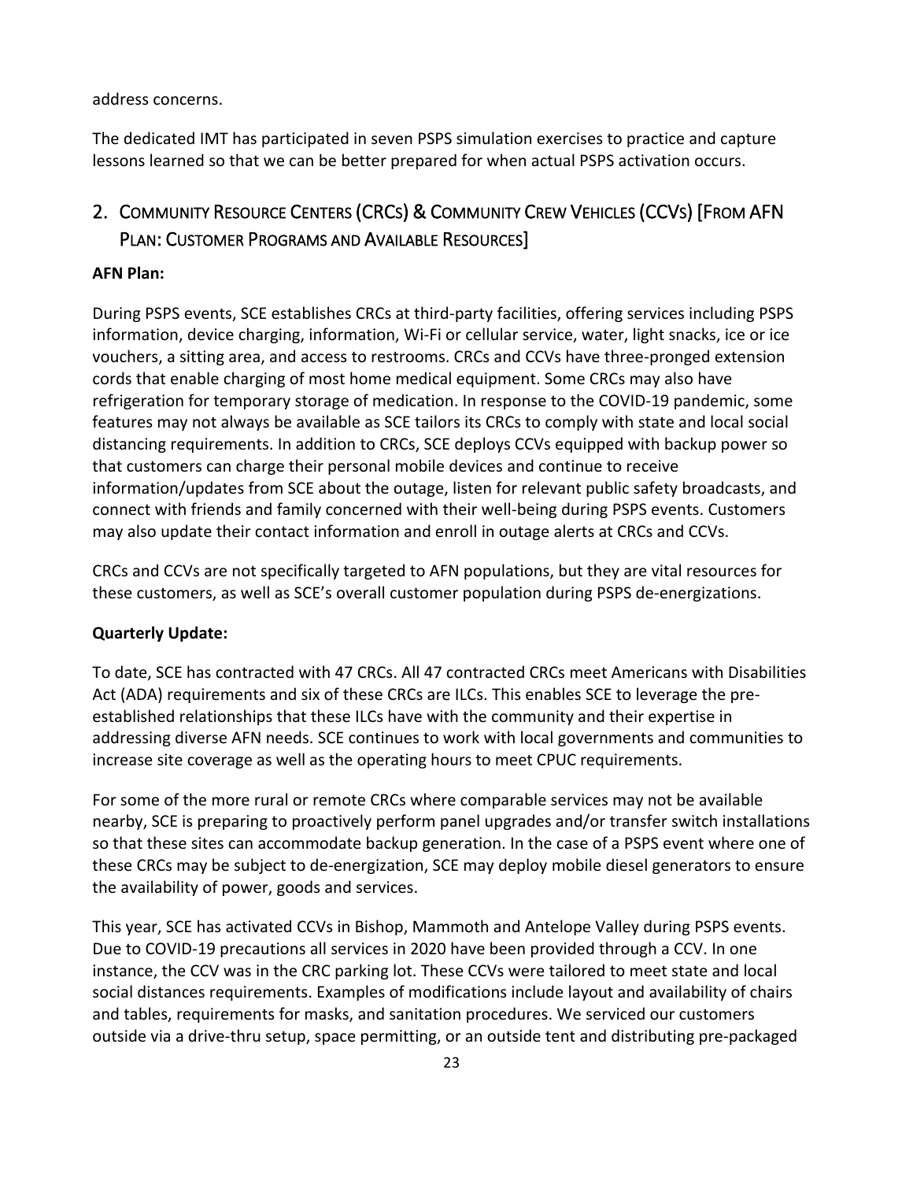address concerns.

The dedicated IMT has participated in seven PSPS simulation exercises to practice and capture lessons learned so that we can be better prepared for when actual PSPS activation occurs.

## 2. Community Resource Centers (CRCs) & Community Crew Vehicles (CCVs) [From AFN Plan: Customer Programs and Available Resources]

**AFN Plan:**

During PSPS events, SCE establishes CRCs at third-party facilities, offering services including PSPS information, device charging, information, Wi-Fi or cellular service, water, light snacks, ice or ice vouchers, a sitting area, and access to restrooms. CRCs and CCVs have three-pronged extension cords that enable charging of most home medical equipment. Some CRCs may also have refrigeration for temporary storage of medication. In response to the COVID-19 pandemic, some features may not always be available as SCE tailors its CRCs to comply with state and local social distancing requirements. In addition to CRCs, SCE deploys CCVs equipped with backup power so that customers can charge their personal mobile devices and continue to receive information/updates from SCE about the outage, listen for relevant public safety broadcasts, and connect with friends and family concerned with their well-being during PSPS events. Customers may also update their contact information and enroll in outage alerts at CRCs and CCVs.

CRCs and CCVs are not specifically targeted to AFN populations, but they are vital resources for these customers, as well as SCE's overall customer population during PSPS de-energizations.

**Quarterly Update:**

To date, SCE has contracted with 47 CRCs. All 47 contracted CRCs meet Americans with Disabilities Act (ADA) requirements and six of these CRCs are ILCs. This enables SCE to leverage the pre-established relationships that these ILCs have with the community and their expertise in addressing diverse AFN needs. SCE continues to work with local governments and communities to increase site coverage as well as the operating hours to meet CPUC requirements.

For some of the more rural or remote CRCs where comparable services may not be available nearby, SCE is preparing to proactively perform panel upgrades and/or transfer switch installations so that these sites can accommodate backup generation. In the case of a PSPS event where one of these CRCs may be subject to de-energization, SCE may deploy mobile diesel generators to ensure the availability of power, goods and services.

This year, SCE has activated CCVs in Bishop, Mammoth and Antelope Valley during PSPS events. Due to COVID-19 precautions all services in 2020 have been provided through a CCV. In one instance, the CCV was in the CRC parking lot. These CCVs were tailored to meet state and local social distances requirements. Examples of modifications include layout and availability of chairs and tables, requirements for masks, and sanitation procedures. We serviced our customers outside via a drive-thru setup, space permitting, or an outside tent and distributing pre-packaged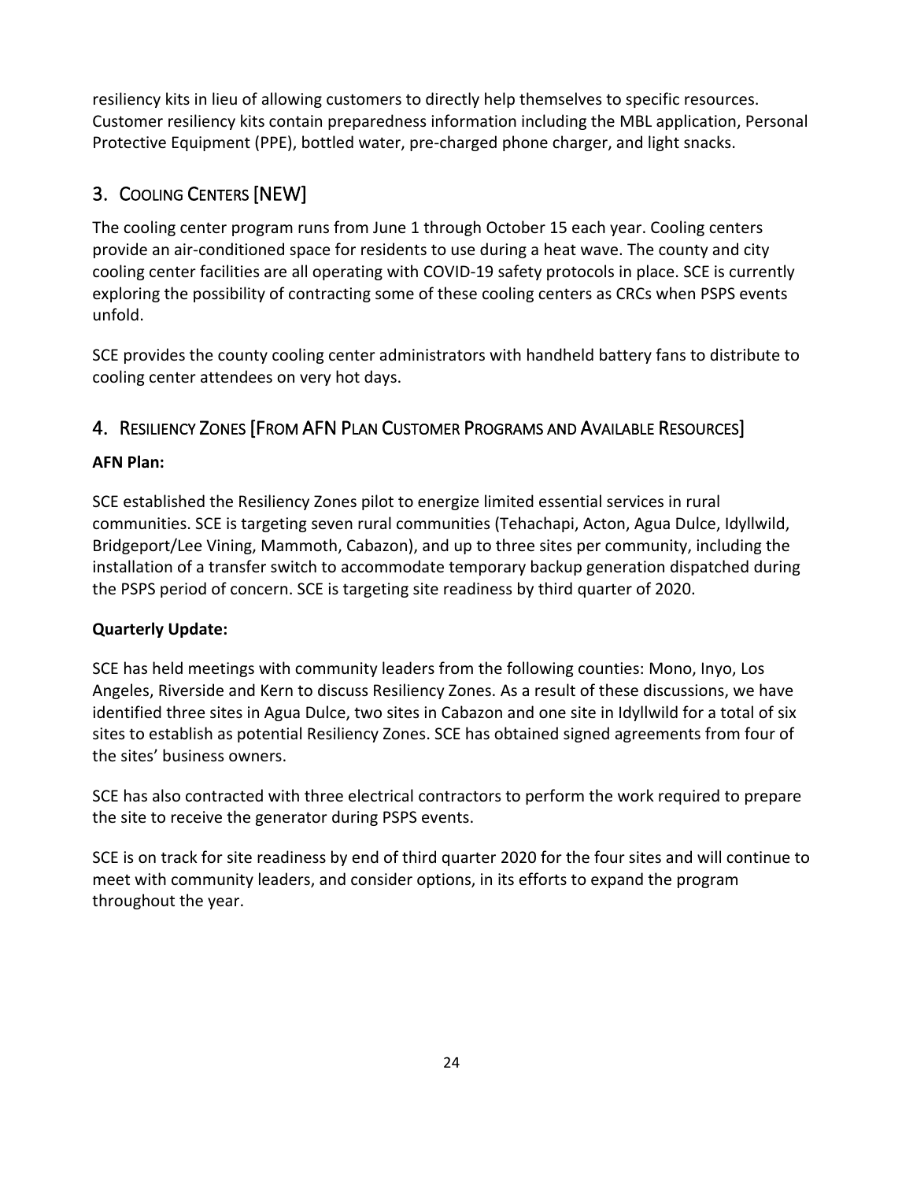resiliency kits in lieu of allowing customers to directly help themselves to specific resources. Customer resiliency kits contain preparedness information including the MBL application, Personal Protective Equipment (PPE), bottled water, pre-charged phone charger, and light snacks.

## 3. Cooling Centers [NEW]

The cooling center program runs from June 1 through October 15 each year. Cooling centers provide an air-conditioned space for residents to use during a heat wave. The county and city cooling center facilities are all operating with COVID-19 safety protocols in place. SCE is currently exploring the possibility of contracting some of these cooling centers as CRCs when PSPS events unfold.

SCE provides the county cooling center administrators with handheld battery fans to distribute to cooling center attendees on very hot days.

## 4. Resiliency Zones [From AFN Plan Customer Programs and Available Resources]

**AFN Plan:**

SCE established the Resiliency Zones pilot to energize limited essential services in rural communities. SCE is targeting seven rural communities (Tehachapi, Acton, Agua Dulce, Idyllwild, Bridgeport/Lee Vining, Mammoth, Cabazon), and up to three sites per community, including the installation of a transfer switch to accommodate temporary backup generation dispatched during the PSPS period of concern. SCE is targeting site readiness by third quarter of 2020.

**Quarterly Update:**

SCE has held meetings with community leaders from the following counties: Mono, Inyo, Los Angeles, Riverside and Kern to discuss Resiliency Zones. As a result of these discussions, we have identified three sites in Agua Dulce, two sites in Cabazon and one site in Idyllwild for a total of six sites to establish as potential Resiliency Zones. SCE has obtained signed agreements from four of the sites' business owners.

SCE has also contracted with three electrical contractors to perform the work required to prepare the site to receive the generator during PSPS events.

SCE is on track for site readiness by end of third quarter 2020 for the four sites and will continue to meet with community leaders, and consider options, in its efforts to expand the program throughout the year.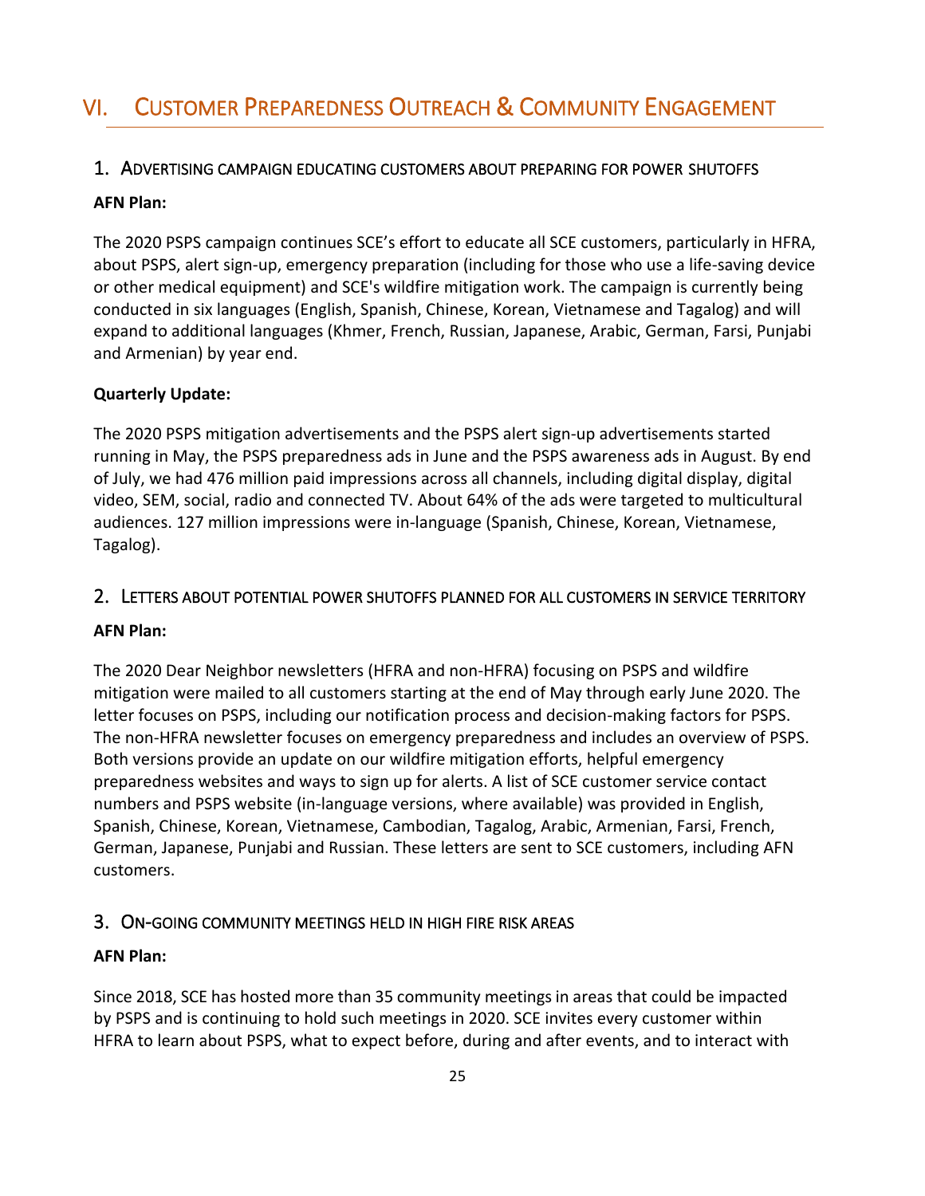# VI. Customer Preparedness Outreach & Community Engagement

## 1. Advertising campaign educating customers about preparing for power shutoffs

**AFN Plan:**

The 2020 PSPS campaign continues SCE's effort to educate all SCE customers, particularly in HFRA, about PSPS, alert sign-up, emergency preparation (including for those who use a life-saving device or other medical equipment) and SCE's wildfire mitigation work. The campaign is currently being conducted in six languages (English, Spanish, Chinese, Korean, Vietnamese and Tagalog) and will expand to additional languages (Khmer, French, Russian, Japanese, Arabic, German, Farsi, Punjabi and Armenian) by year end.

**Quarterly Update:**

The 2020 PSPS mitigation advertisements and the PSPS alert sign-up advertisements started running in May, the PSPS preparedness ads in June and the PSPS awareness ads in August. By end of July, we had 476 million paid impressions across all channels, including digital display, digital video, SEM, social, radio and connected TV. About 64% of the ads were targeted to multicultural audiences. 127 million impressions were in-language (Spanish, Chinese, Korean, Vietnamese, Tagalog).

## 2. Letters about potential power shutoffs planned for all customers in service territory

**AFN Plan:**

The 2020 Dear Neighbor newsletters (HFRA and non-HFRA) focusing on PSPS and wildfire mitigation were mailed to all customers starting at the end of May through early June 2020. The letter focuses on PSPS, including our notification process and decision-making factors for PSPS. The non-HFRA newsletter focuses on emergency preparedness and includes an overview of PSPS. Both versions provide an update on our wildfire mitigation efforts, helpful emergency preparedness websites and ways to sign up for alerts. A list of SCE customer service contact numbers and PSPS website (in-language versions, where available) was provided in English, Spanish, Chinese, Korean, Vietnamese, Cambodian, Tagalog, Arabic, Armenian, Farsi, French, German, Japanese, Punjabi and Russian. These letters are sent to SCE customers, including AFN customers.

## 3. On-going community meetings held in high fire risk areas

**AFN Plan:**

Since 2018, SCE has hosted more than 35 community meetings in areas that could be impacted by PSPS and is continuing to hold such meetings in 2020. SCE invites every customer within HFRA to learn about PSPS, what to expect before, during and after events, and to interact with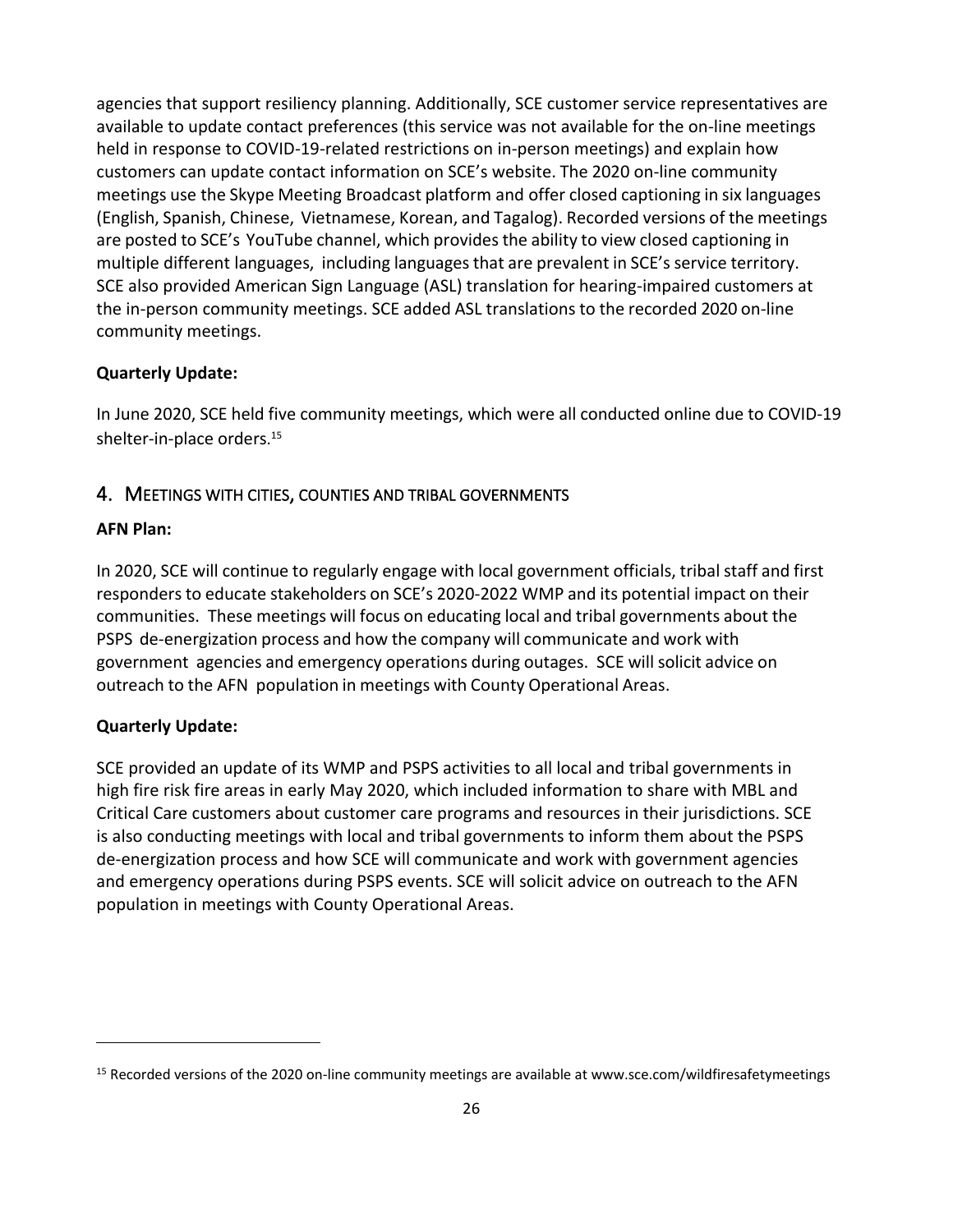agencies that support resiliency planning. Additionally, SCE customer service representatives are available to update contact preferences (this service was not available for the on-line meetings held in response to COVID-19-related restrictions on in-person meetings) and explain how customers can update contact information on SCE's website. The 2020 on-line community meetings use the Skype Meeting Broadcast platform and offer closed captioning in six languages (English, Spanish, Chinese, Vietnamese, Korean, and Tagalog). Recorded versions of the meetings are posted to SCE's YouTube channel, which provides the ability to view closed captioning in multiple different languages, including languages that are prevalent in SCE's service territory. SCE also provided American Sign Language (ASL) translation for hearing-impaired customers at the in-person community meetings. SCE added ASL translations to the recorded 2020 on-line community meetings.

**Quarterly Update:**

In June 2020, SCE held five community meetings, which were all conducted online due to COVID-19 shelter-in-place orders.[15]

## 4. Meetings with Cities, Counties and Tribal Governments

**AFN Plan:**

In 2020, SCE will continue to regularly engage with local government officials, tribal staff and first responders to educate stakeholders on SCE's 2020-2022 WMP and its potential impact on their communities. These meetings will focus on educating local and tribal governments about the PSPS de-energization process and how the company will communicate and work with government agencies and emergency operations during outages. SCE will solicit advice on outreach to the AFN population in meetings with County Operational Areas.

**Quarterly Update:**

SCE provided an update of its WMP and PSPS activities to all local and tribal governments in high fire risk fire areas in early May 2020, which included information to share with MBL and Critical Care customers about customer care programs and resources in their jurisdictions. SCE is also conducting meetings with local and tribal governments to inform them about the PSPS de-energization process and how SCE will communicate and work with government agencies and emergency operations during PSPS events. SCE will solicit advice on outreach to the AFN population in meetings with County Operational Areas.

---

[15] Recorded versions of the 2020 on-line community meetings are available at www.sce.com/wildfiresafetymeetings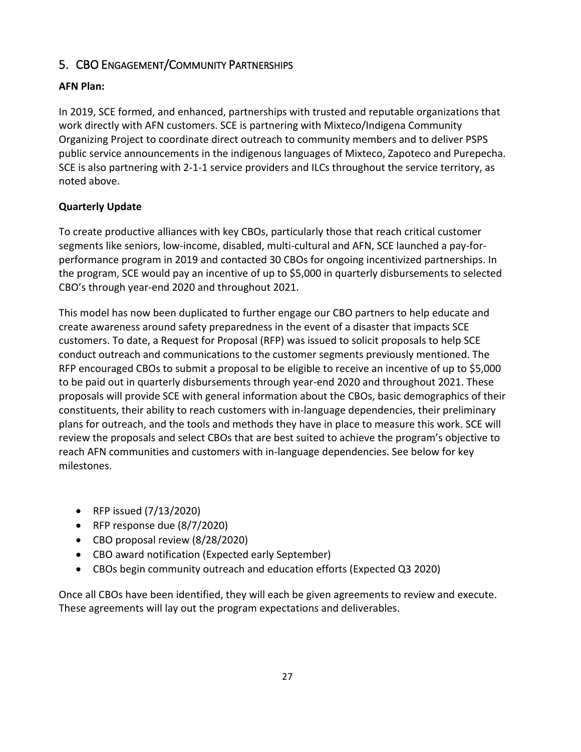## 5. CBO Engagement/Community Partnerships

**AFN Plan:**

In 2019, SCE formed, and enhanced, partnerships with trusted and reputable organizations that work directly with AFN customers. SCE is partnering with Mixteco/Indigena Community Organizing Project to coordinate direct outreach to community members and to deliver PSPS public service announcements in the indigenous languages of Mixteco, Zapoteco and Purepecha. SCE is also partnering with 2-1-1 service providers and ILCs throughout the service territory, as noted above.

**Quarterly Update**

To create productive alliances with key CBOs, particularly those that reach critical customer segments like seniors, low-income, disabled, multi-cultural and AFN, SCE launched a pay-for-performance program in 2019 and contacted 30 CBOs for ongoing incentivized partnerships. In the program, SCE would pay an incentive of up to $5,000 in quarterly disbursements to selected CBO's through year-end 2020 and throughout 2021.

This model has now been duplicated to further engage our CBO partners to help educate and create awareness around safety preparedness in the event of a disaster that impacts SCE customers. To date, a Request for Proposal (RFP) was issued to solicit proposals to help SCE conduct outreach and communications to the customer segments previously mentioned. The RFP encouraged CBOs to submit a proposal to be eligible to receive an incentive of up to $5,000 to be paid out in quarterly disbursements through year-end 2020 and throughout 2021. These proposals will provide SCE with general information about the CBOs, basic demographics of their constituents, their ability to reach customers with in-language dependencies, their preliminary plans for outreach, and the tools and methods they have in place to measure this work. SCE will review the proposals and select CBOs that are best suited to achieve the program's objective to reach AFN communities and customers with in-language dependencies. See below for key milestones.

- RFP issued (7/13/2020)
- RFP response due (8/7/2020)
- CBO proposal review (8/28/2020)
- CBO award notification (Expected early September)
- CBOs begin community outreach and education efforts (Expected Q3 2020)

Once all CBOs have been identified, they will each be given agreements to review and execute. These agreements will lay out the program expectations and deliverables.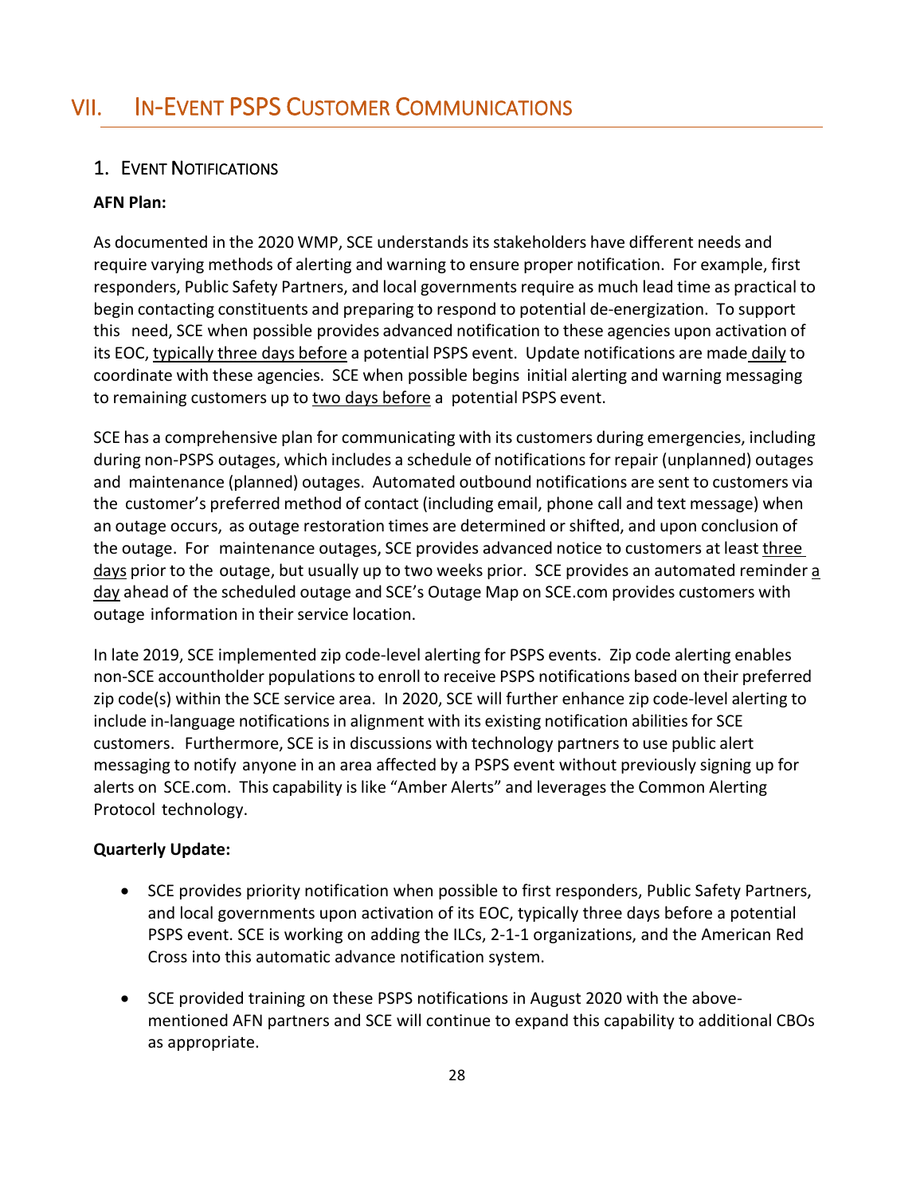# VII. In-Event PSPS Customer Communications

## 1. Event Notifications

**AFN Plan:**

As documented in the 2020 WMP, SCE understands its stakeholders have different needs and require varying methods of alerting and warning to ensure proper notification. For example, first responders, Public Safety Partners, and local governments require as much lead time as practical to begin contacting constituents and preparing to respond to potential de-energization. To support this need, SCE when possible provides advanced notification to these agencies upon activation of its EOC, <u>typically three days before</u> a potential PSPS event. Update notifications are made <u>daily</u> to coordinate with these agencies. SCE when possible begins initial alerting and warning messaging to remaining customers up to <u>two days before</u> a potential PSPS event.

SCE has a comprehensive plan for communicating with its customers during emergencies, including during non-PSPS outages, which includes a schedule of notifications for repair (unplanned) outages and maintenance (planned) outages. Automated outbound notifications are sent to customers via the customer's preferred method of contact (including email, phone call and text message) when an outage occurs, as outage restoration times are determined or shifted, and upon conclusion of the outage. For maintenance outages, SCE provides advanced notice to customers at least <u>three days</u> prior to the outage, but usually up to two weeks prior. SCE provides an automated reminder <u>a day</u> ahead of the scheduled outage and SCE's Outage Map on SCE.com provides customers with outage information in their service location.

In late 2019, SCE implemented zip code-level alerting for PSPS events. Zip code alerting enables non-SCE accountholder populations to enroll to receive PSPS notifications based on their preferred zip code(s) within the SCE service area. In 2020, SCE will further enhance zip code-level alerting to include in-language notifications in alignment with its existing notification abilities for SCE customers. Furthermore, SCE is in discussions with technology partners to use public alert messaging to notify anyone in an area affected by a PSPS event without previously signing up for alerts on SCE.com. This capability is like "Amber Alerts" and leverages the Common Alerting Protocol technology.

**Quarterly Update:**

- SCE provides priority notification when possible to first responders, Public Safety Partners, and local governments upon activation of its EOC, typically three days before a potential PSPS event. SCE is working on adding the ILCs, 2-1-1 organizations, and the American Red Cross into this automatic advance notification system.
- SCE provided training on these PSPS notifications in August 2020 with the above-mentioned AFN partners and SCE will continue to expand this capability to additional CBOs as appropriate.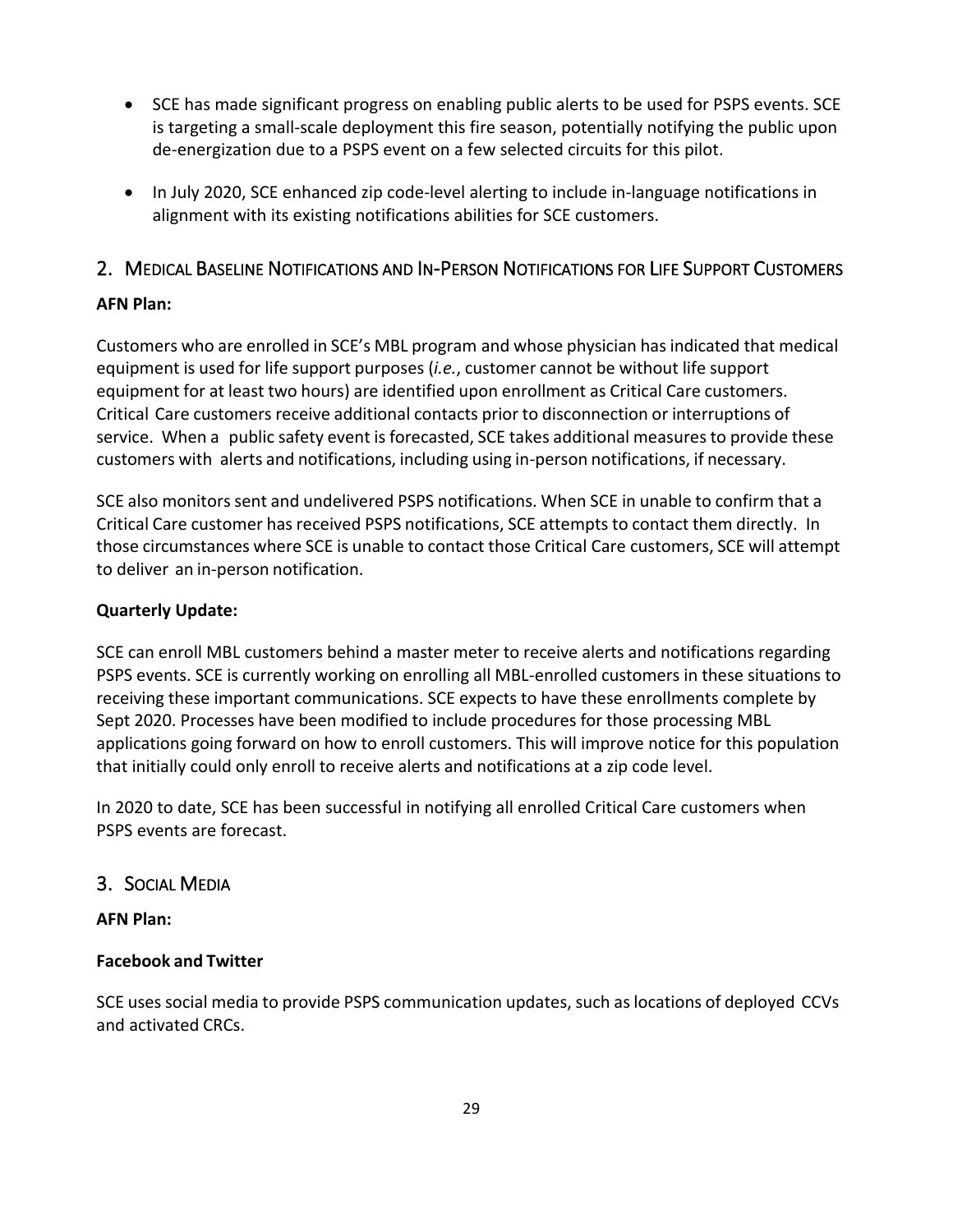- SCE has made significant progress on enabling public alerts to be used for PSPS events. SCE is targeting a small-scale deployment this fire season, potentially notifying the public upon de-energization due to a PSPS event on a few selected circuits for this pilot.
- In July 2020, SCE enhanced zip code-level alerting to include in-language notifications in alignment with its existing notifications abilities for SCE customers.

## 2. Medical Baseline Notifications and In-Person Notifications for Life Support Customers

**AFN Plan:**

Customers who are enrolled in SCE's MBL program and whose physician has indicated that medical equipment is used for life support purposes (*i.e.*, customer cannot be without life support equipment for at least two hours) are identified upon enrollment as Critical Care customers. Critical Care customers receive additional contacts prior to disconnection or interruptions of service. When a public safety event is forecasted, SCE takes additional measures to provide these customers with alerts and notifications, including using in-person notifications, if necessary.

SCE also monitors sent and undelivered PSPS notifications. When SCE in unable to confirm that a Critical Care customer has received PSPS notifications, SCE attempts to contact them directly. In those circumstances where SCE is unable to contact those Critical Care customers, SCE will attempt to deliver an in-person notification.

**Quarterly Update:**

SCE can enroll MBL customers behind a master meter to receive alerts and notifications regarding PSPS events. SCE is currently working on enrolling all MBL-enrolled customers in these situations to receiving these important communications. SCE expects to have these enrollments complete by Sept 2020. Processes have been modified to include procedures for those processing MBL applications going forward on how to enroll customers. This will improve notice for this population that initially could only enroll to receive alerts and notifications at a zip code level.

In 2020 to date, SCE has been successful in notifying all enrolled Critical Care customers when PSPS events are forecast.

## 3. Social Media

**AFN Plan:**

**Facebook and Twitter**

SCE uses social media to provide PSPS communication updates, such as locations of deployed CCVs and activated CRCs.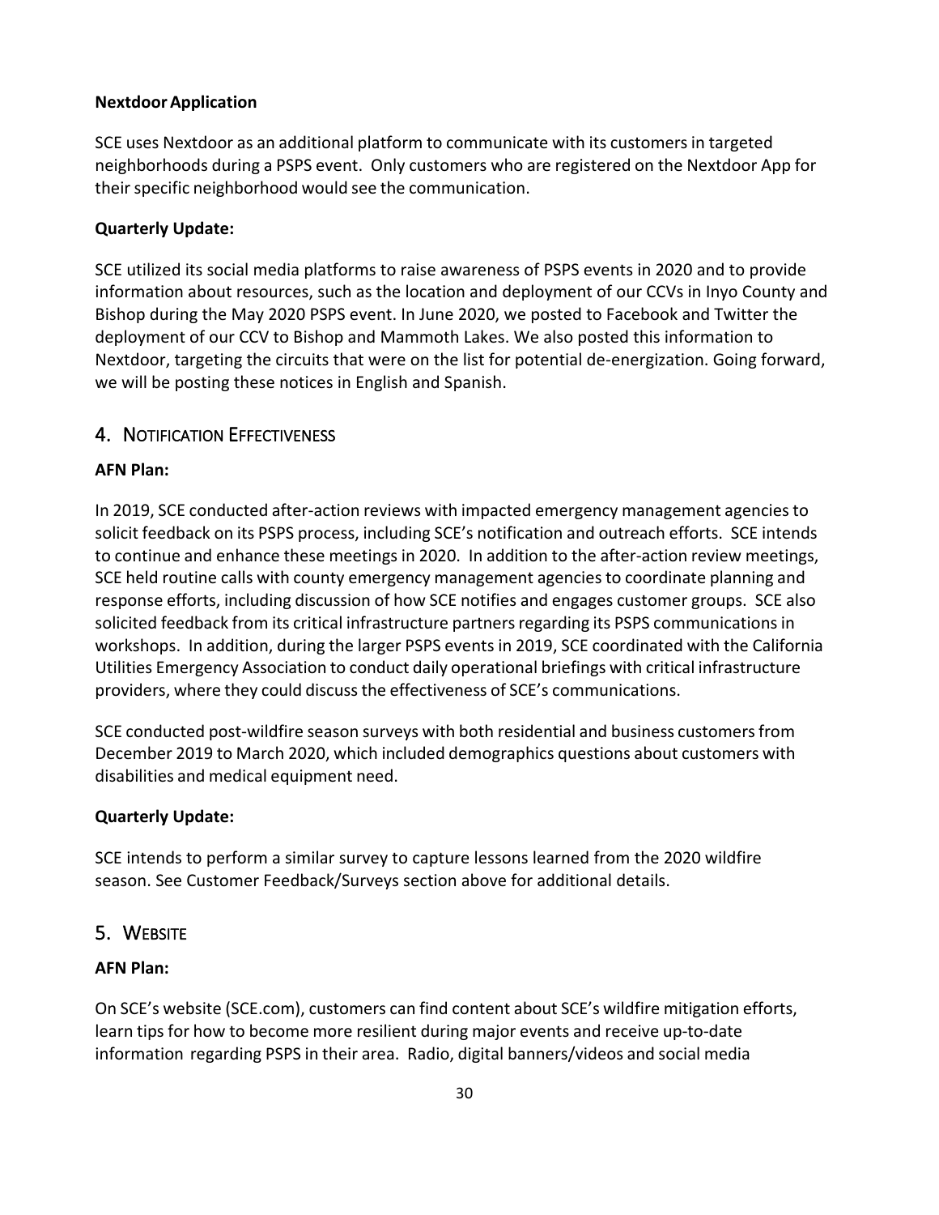**Nextdoor Application**

SCE uses Nextdoor as an additional platform to communicate with its customers in targeted neighborhoods during a PSPS event. Only customers who are registered on the Nextdoor App for their specific neighborhood would see the communication.

**Quarterly Update:**

SCE utilized its social media platforms to raise awareness of PSPS events in 2020 and to provide information about resources, such as the location and deployment of our CCVs in Inyo County and Bishop during the May 2020 PSPS event. In June 2020, we posted to Facebook and Twitter the deployment of our CCV to Bishop and Mammoth Lakes. We also posted this information to Nextdoor, targeting the circuits that were on the list for potential de-energization. Going forward, we will be posting these notices in English and Spanish.

## 4. Notification Effectiveness

**AFN Plan:**

In 2019, SCE conducted after-action reviews with impacted emergency management agencies to solicit feedback on its PSPS process, including SCE's notification and outreach efforts. SCE intends to continue and enhance these meetings in 2020. In addition to the after-action review meetings, SCE held routine calls with county emergency management agencies to coordinate planning and response efforts, including discussion of how SCE notifies and engages customer groups. SCE also solicited feedback from its critical infrastructure partners regarding its PSPS communications in workshops. In addition, during the larger PSPS events in 2019, SCE coordinated with the California Utilities Emergency Association to conduct daily operational briefings with critical infrastructure providers, where they could discuss the effectiveness of SCE's communications.

SCE conducted post-wildfire season surveys with both residential and business customers from December 2019 to March 2020, which included demographics questions about customers with disabilities and medical equipment need.

**Quarterly Update:**

SCE intends to perform a similar survey to capture lessons learned from the 2020 wildfire season. See Customer Feedback/Surveys section above for additional details.

## 5. Website

**AFN Plan:**

On SCE's website (SCE.com), customers can find content about SCE's wildfire mitigation efforts, learn tips for how to become more resilient during major events and receive up-to-date information regarding PSPS in their area. Radio, digital banners/videos and social media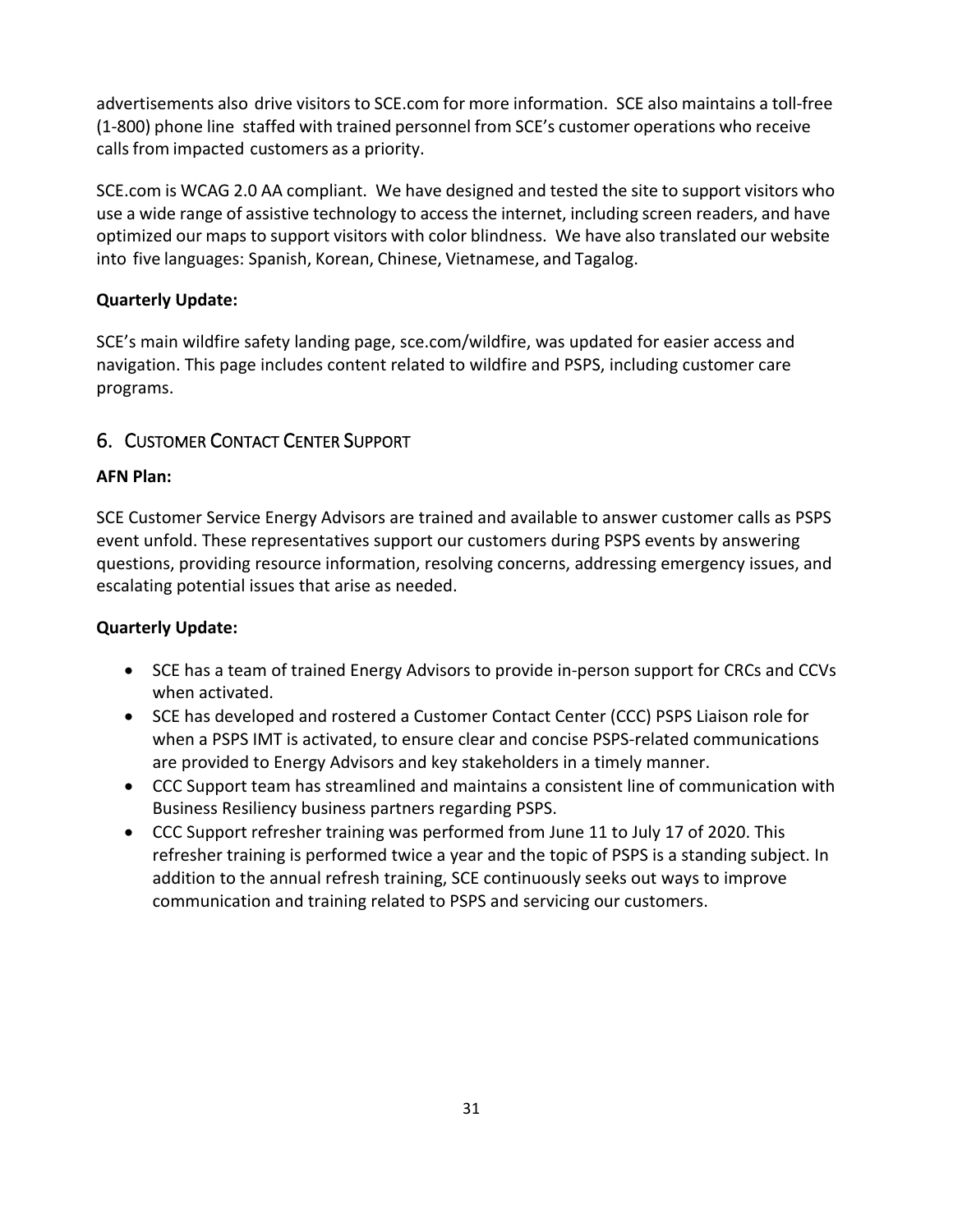advertisements also drive visitors to SCE.com for more information. SCE also maintains a toll-free (1-800) phone line staffed with trained personnel from SCE's customer operations who receive calls from impacted customers as a priority.

SCE.com is WCAG 2.0 AA compliant. We have designed and tested the site to support visitors who use a wide range of assistive technology to access the internet, including screen readers, and have optimized our maps to support visitors with color blindness. We have also translated our website into five languages: Spanish, Korean, Chinese, Vietnamese, and Tagalog.

**Quarterly Update:**

SCE's main wildfire safety landing page, sce.com/wildfire, was updated for easier access and navigation. This page includes content related to wildfire and PSPS, including customer care programs.

## 6. Customer Contact Center Support

**AFN Plan:**

SCE Customer Service Energy Advisors are trained and available to answer customer calls as PSPS event unfold. These representatives support our customers during PSPS events by answering questions, providing resource information, resolving concerns, addressing emergency issues, and escalating potential issues that arise as needed.

**Quarterly Update:**

- SCE has a team of trained Energy Advisors to provide in-person support for CRCs and CCVs when activated.
- SCE has developed and rostered a Customer Contact Center (CCC) PSPS Liaison role for when a PSPS IMT is activated, to ensure clear and concise PSPS-related communications are provided to Energy Advisors and key stakeholders in a timely manner.
- CCC Support team has streamlined and maintains a consistent line of communication with Business Resiliency business partners regarding PSPS.
- CCC Support refresher training was performed from June 11 to July 17 of 2020. This refresher training is performed twice a year and the topic of PSPS is a standing subject. In addition to the annual refresh training, SCE continuously seeks out ways to improve communication and training related to PSPS and servicing our customers.